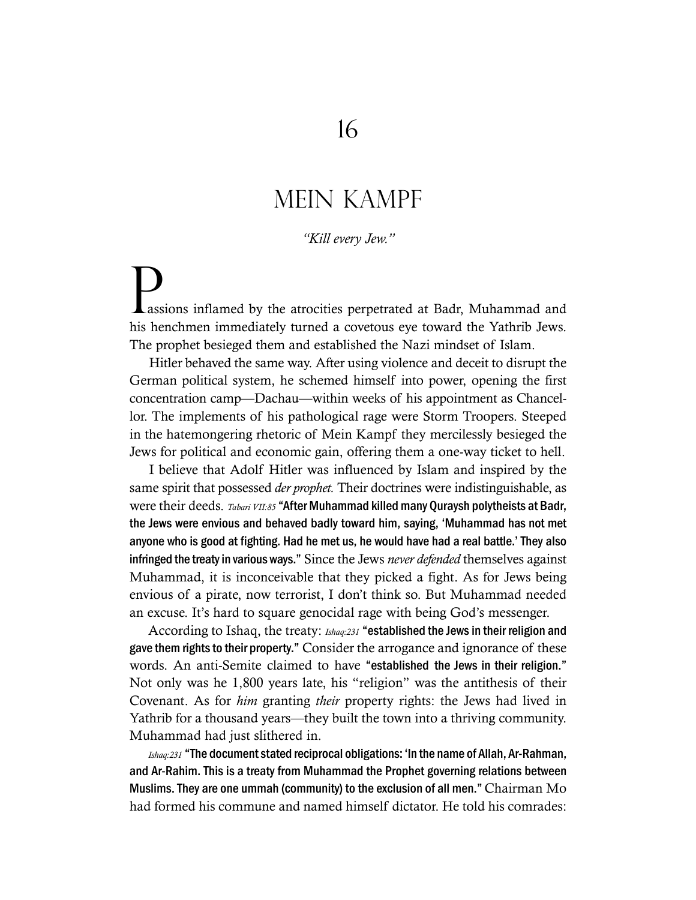# 16

# MEIN KAMPF

*"Kill every Jew."*

Passions inflamed by the atrocities perpetrated at Badr, Muhammad and his henchmen immediately turned a covetous eye toward the Yathrib Jews. The prophet besieged them and established the Nazi mindset of Islam.

Hitler behaved the same way. After using violence and deceit to disrupt the German political system, he schemed himself into power, opening the first concentration camp—Dachau—within weeks of his appointment as Chancellor. The implements of his pathological rage were Storm Troopers. Steeped in the hatemongering rhetoric of Mein Kampf they mercilessly besieged the Jews for political and economic gain, offering them a one-way ticket to hell.

I believe that Adolf Hitler was influenced by Islam and inspired by the same spirit that possessed *der prophet.* Their doctrines were indistinguishable, as were their deeds. *Tabari VII:85* **"After Muhammad killed many Quraysh polytheists at Badr, the Jews were envious and behaved badly toward him, saying, 'Muhammad has not met anyone who is good at fighting. Had he met us, he would have had a real battle.' They also infringed the treaty in various ways."** Since the Jews *never defended* themselves against Muhammad, it is inconceivable that they picked a fight. As for Jews being envious of a pirate, now terrorist, I don't think so. But Muhammad needed an excuse. It's hard to square genocidal rage with being God's messenger.

According to Ishaq, the treaty: *Ishaq:231* **"established the Jews in their religion and gave them rights to their property."** Consider the arrogance and ignorance of these words. An anti-Semite claimed to have **"established the Jews in their religion."** Not only was he 1,800 years late, his "religion" was the antithesis of their Covenant. As for *him* granting *their* property rights: the Jews had lived in Yathrib for a thousand years—they built the town into a thriving community. Muhammad had just slithered in.

*Ishaq:231* **"The document stated reciprocal obligations: 'In the name of Allah, Ar-Rahman, and Ar-Rahim. This is a treaty from Muhammad the Prophet governing relations between Muslims. They are one ummah (community) to the exclusion of all men."** Chairman Mo had formed his commune and named himself dictator. He told his comrades: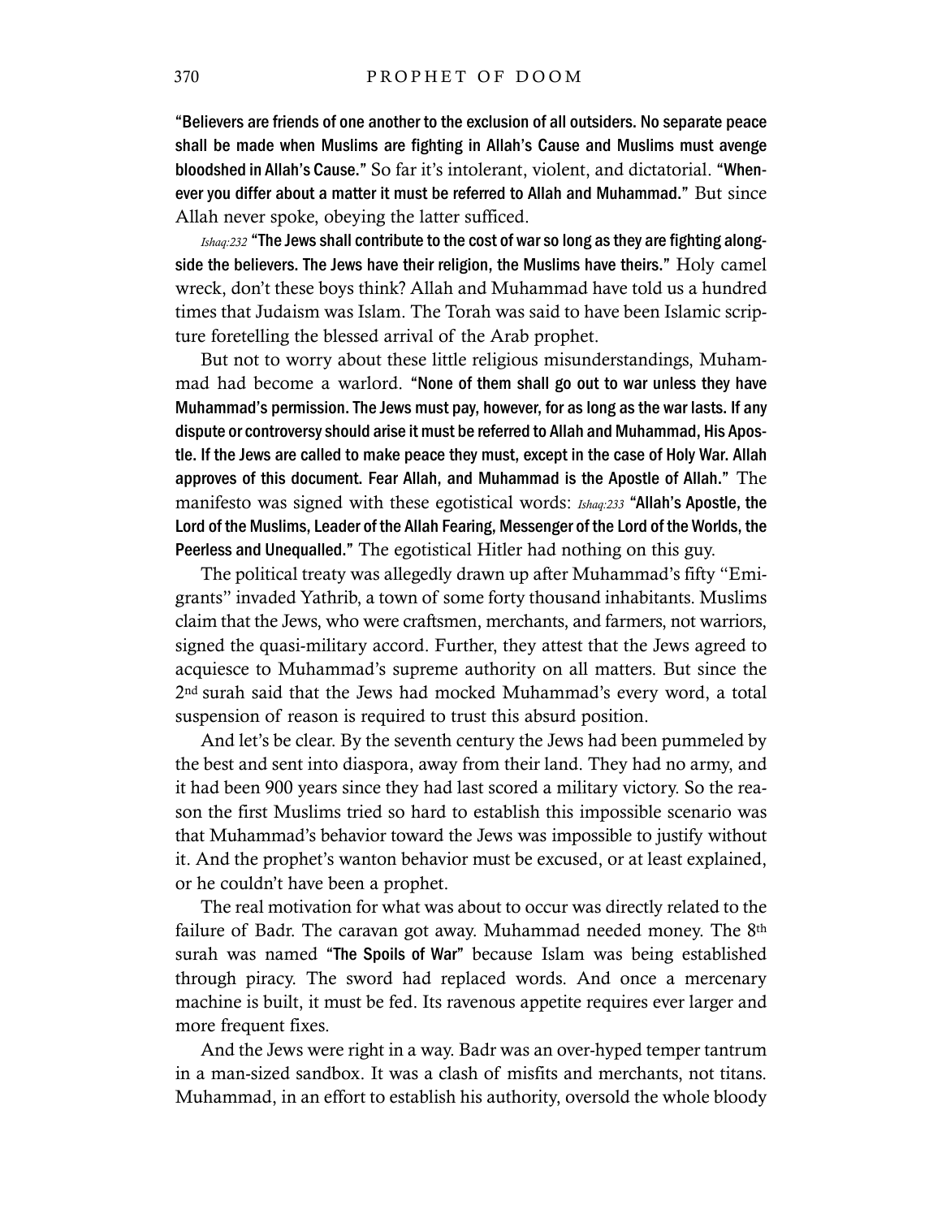**"Believers are friends of one another to the exclusion of all outsiders. No separate peace shall be made when Muslims are fighting in Allah's Cause and Muslims must avenge bloodshed in Allah's Cause."** So far it's intolerant, violent, and dictatorial. **"Whenever you differ about a matter it must be referred to Allah and Muhammad."** But since Allah never spoke, obeying the latter sufficed.

*Ishaq:232* **"The Jews shall contribute to the cost of war so long as they are fighting alongside the believers. The Jews have their religion, the Muslims have theirs."** Holy camel wreck, don't these boys think? Allah and Muhammad have told us a hundred times that Judaism was Islam. The Torah was said to have been Islamic scripture foretelling the blessed arrival of the Arab prophet.

But not to worry about these little religious misunderstandings, Muhammad had become a warlord. **"None of them shall go out to war unless they have Muhammad's permission. The Jews must pay, however, for as long as the war lasts. If any dispute or controversy should arise it must be referred to Allah and Muhammad, His Apostle. If the Jews are called to make peace they must, except in the case of Holy War. Allah approves of this document. Fear Allah, and Muhammad is the Apostle of Allah."** The manifesto was signed with these egotistical words: *Ishaq:233* **"Allah's Apostle, the Lord of the Muslims, Leader of the Allah Fearing, Messenger of the Lord of the Worlds, the Peerless and Unequalled."** The egotistical Hitler had nothing on this guy.

The political treaty was allegedly drawn up after Muhammad's fifty "Emigrants" invaded Yathrib, a town of some forty thousand inhabitants. Muslims claim that the Jews, who were craftsmen, merchants, and farmers, not warriors, signed the quasi-military accord. Further, they attest that the Jews agreed to acquiesce to Muhammad's supreme authority on all matters. But since the 2nd surah said that the Jews had mocked Muhammad's every word, a total suspension of reason is required to trust this absurd position.

And let's be clear. By the seventh century the Jews had been pummeled by the best and sent into diaspora, away from their land. They had no army, and it had been 900 years since they had last scored a military victory. So the reason the first Muslims tried so hard to establish this impossible scenario was that Muhammad's behavior toward the Jews was impossible to justify without it. And the prophet's wanton behavior must be excused, or at least explained, or he couldn't have been a prophet.

The real motivation for what was about to occur was directly related to the failure of Badr. The caravan got away. Muhammad needed money. The 8th surah was named **"The Spoils of War"** because Islam was being established through piracy. The sword had replaced words. And once a mercenary machine is built, it must be fed. Its ravenous appetite requires ever larger and more frequent fixes.

And the Jews were right in a way. Badr was an over-hyped temper tantrum in a man-sized sandbox. It was a clash of misfits and merchants, not titans. Muhammad, in an effort to establish his authority, oversold the whole bloody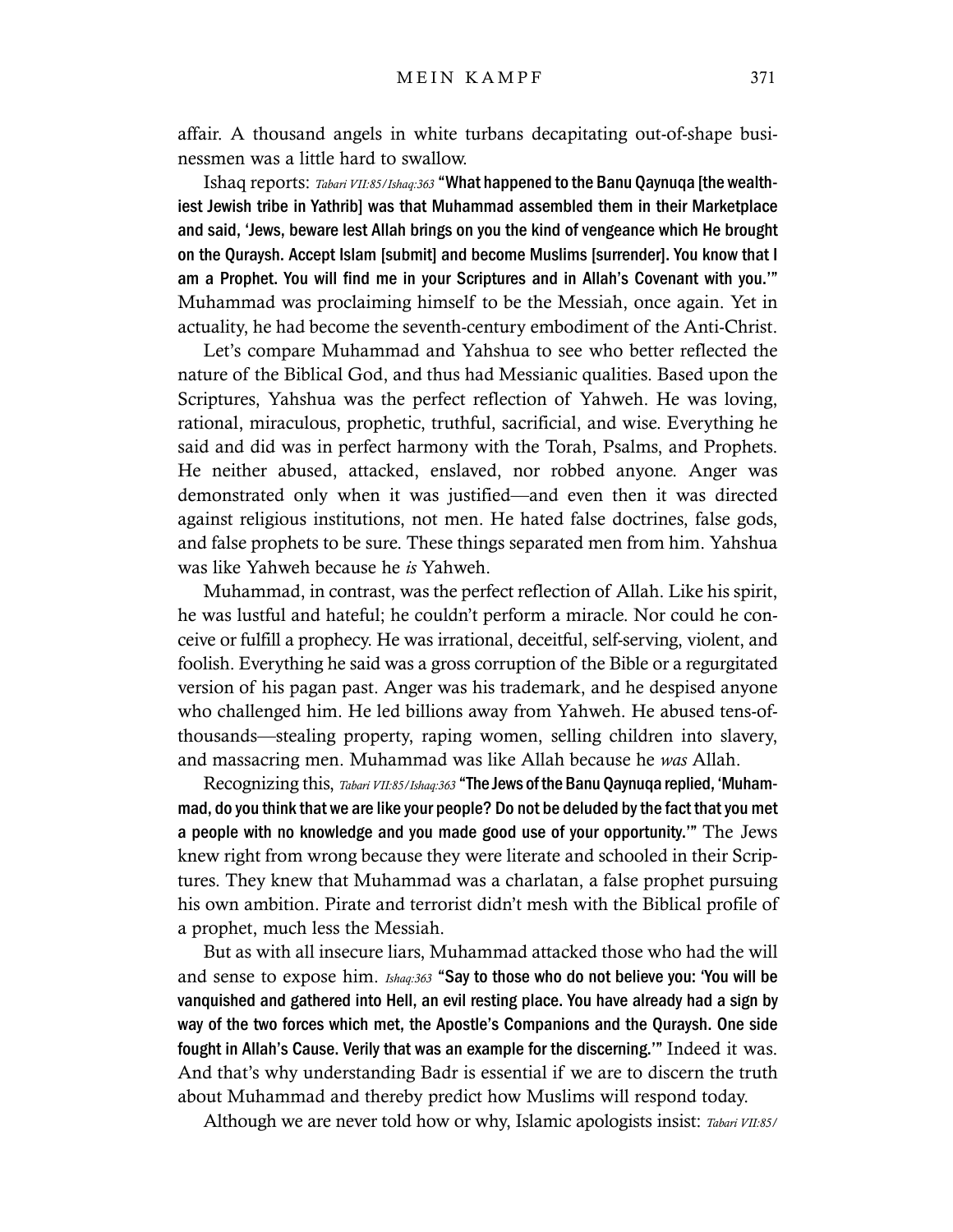affair. A thousand angels in white turbans decapitating out-of-shape businessmen was a little hard to swallow.

Ishaq reports: *Tabari VII:85/Ishaq:363* **"What happened to the Banu Qaynuqa [the wealthiest Jewish tribe in Yathrib] was that Muhammad assembled them in their Marketplace and said, 'Jews, beware lest Allah brings on you the kind of vengeance which He brought on the Quraysh. Accept Islam [submit] and become Muslims [surrender]. You know that I am a Prophet. You will find me in your Scriptures and in Allah's Covenant with you.'"** Muhammad was proclaiming himself to be the Messiah, once again. Yet in actuality, he had become the seventh-century embodiment of the Anti-Christ.

Let's compare Muhammad and Yahshua to see who better reflected the nature of the Biblical God, and thus had Messianic qualities. Based upon the Scriptures, Yahshua was the perfect reflection of Yahweh. He was loving, rational, miraculous, prophetic, truthful, sacrificial, and wise. Everything he said and did was in perfect harmony with the Torah, Psalms, and Prophets. He neither abused, attacked, enslaved, nor robbed anyone. Anger was demonstrated only when it was justified—and even then it was directed against religious institutions, not men. He hated false doctrines, false gods, and false prophets to be sure. These things separated men from him. Yahshua was like Yahweh because he *is* Yahweh.

Muhammad, in contrast, was the perfect reflection of Allah. Like his spirit, he was lustful and hateful; he couldn't perform a miracle. Nor could he conceive or fulfill a prophecy. He was irrational, deceitful, self-serving, violent, and foolish. Everything he said was a gross corruption of the Bible or a regurgitated version of his pagan past. Anger was his trademark, and he despised anyone who challenged him. He led billions away from Yahweh. He abused tens-of-thousands—stealing property, raping women, selling children into slavery, and massacring men. Muhammad was like Allah because he *was* Allah.

Recognizing this, *Tabari VII:85/Ishaq:363* **"The Jews of the Banu Qaynuqa replied, 'Muhammad, do you think that we are like your people? Do not be deluded by the fact that you met a people with no knowledge and you made good use of your opportunity.'"** The Jews knew right from wrong because they were literate and schooled in their Scriptures. They knew that Muhammad was a charlatan, a false prophet pursuing his own ambition. Pirate and terrorist didn't mesh with the Biblical profile of a prophet, much less the Messiah.

But as with all insecure liars, Muhammad attacked those who had the will and sense to expose him. *Ishaq:363* **"Say to those who do not believe you: 'You will be vanquished and gathered into Hell, an evil resting place. You have already had a sign by way of the two forces which met, the Apostle's Companions and the Quraysh. One side fought in Allah's Cause. Verily that was an example for the discerning.'"** Indeed it was. And that's why understanding Badr is essential if we are to discern the truth about Muhammad and thereby predict how Muslims will respond today.

Although we are never told how or why, Islamic apologists insist: *Tabari VII:85/*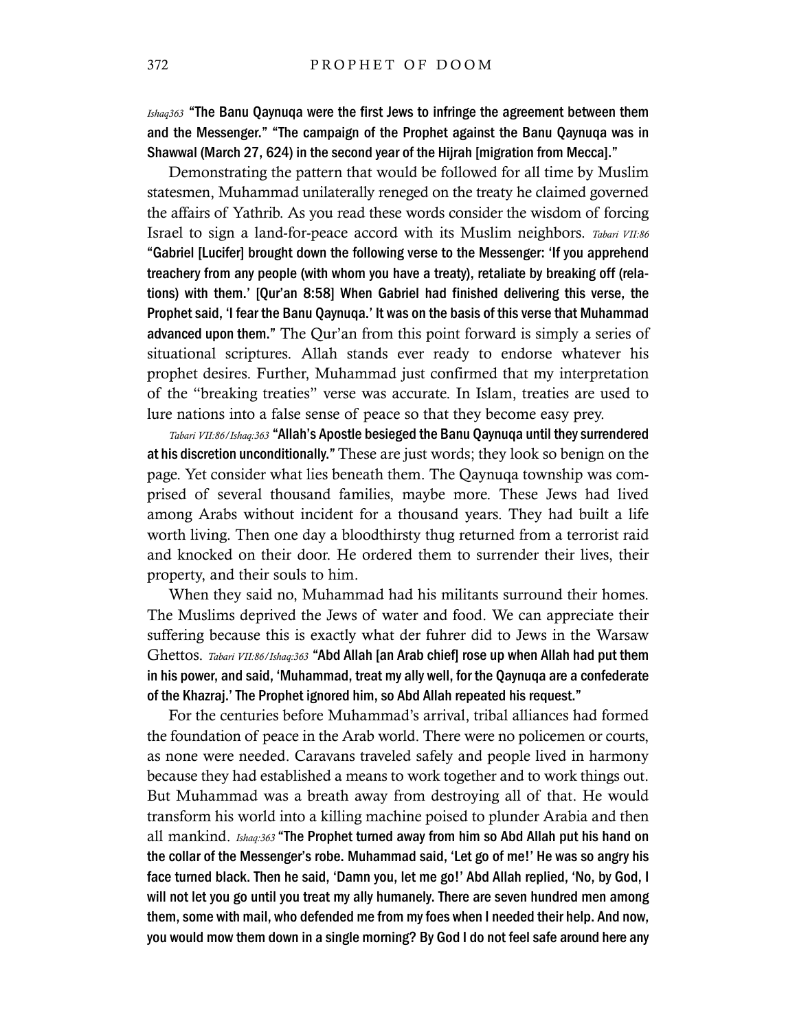*Ishaq363* **"The Banu Qaynuqa were the first Jews to infringe the agreement between them and the Messenger." "The campaign of the Prophet against the Banu Qaynuqa was in Shawwal (March 27, 624) in the second year of the Hijrah [migration from Mecca]."**

Demonstrating the pattern that would be followed for all time by Muslim statesmen, Muhammad unilaterally reneged on the treaty he claimed governed the affairs of Yathrib. As you read these words consider the wisdom of forcing Israel to sign a land-for-peace accord with its Muslim neighbors. *Tabari VII:86* **"Gabriel [Lucifer] brought down the following verse to the Messenger: 'If you apprehend treachery from any people (with whom you have a treaty), retaliate by breaking off (relations) with them.' [Qur'an 8:58] When Gabriel had finished delivering this verse, the Prophet said, 'I fear the Banu Qaynuqa.' It was on the basis of this verse that Muhammad advanced upon them."** The Qur'an from this point forward is simply a series of situational scriptures. Allah stands ever ready to endorse whatever his prophet desires. Further, Muhammad just confirmed that my interpretation of the "breaking treaties" verse was accurate. In Islam, treaties are used to lure nations into a false sense of peace so that they become easy prey.

*Tabari VII:86/Ishaq:363* **"Allah's Apostle besieged the Banu Qaynuqa until they surrendered at his discretion unconditionally."** These are just words; they look so benign on the page. Yet consider what lies beneath them. The Qaynuqa township was comprised of several thousand families, maybe more. These Jews had lived among Arabs without incident for a thousand years. They had built a life worth living. Then one day a bloodthirsty thug returned from a terrorist raid and knocked on their door. He ordered them to surrender their lives, their property, and their souls to him.

When they said no, Muhammad had his militants surround their homes. The Muslims deprived the Jews of water and food. We can appreciate their suffering because this is exactly what der fuhrer did to Jews in the Warsaw Ghettos. *Tabari VII:86/Ishaq:363* **"Abd Allah [an Arab chief] rose up when Allah had put them in his power, and said, 'Muhammad, treat my ally well, for the Qaynuqa are a confederate of the Khazraj.' The Prophet ignored him, so Abd Allah repeated his request."**

For the centuries before Muhammad's arrival, tribal alliances had formed the foundation of peace in the Arab world. There were no policemen or courts, as none were needed. Caravans traveled safely and people lived in harmony because they had established a means to work together and to work things out. But Muhammad was a breath away from destroying all of that. He would transform his world into a killing machine poised to plunder Arabia and then all mankind. *Ishaq:363* **"The Prophet turned away from him so Abd Allah put his hand on the collar of the Messenger's robe. Muhammad said, 'Let go of me!' He was so angry his face turned black. Then he said, 'Damn you, let me go!' Abd Allah replied, 'No, by God, I will not let you go until you treat my ally humanely. There are seven hundred men among them, some with mail, who defended me from my foes when I needed their help. And now, you would mow them down in a single morning? By God I do not feel safe around here any**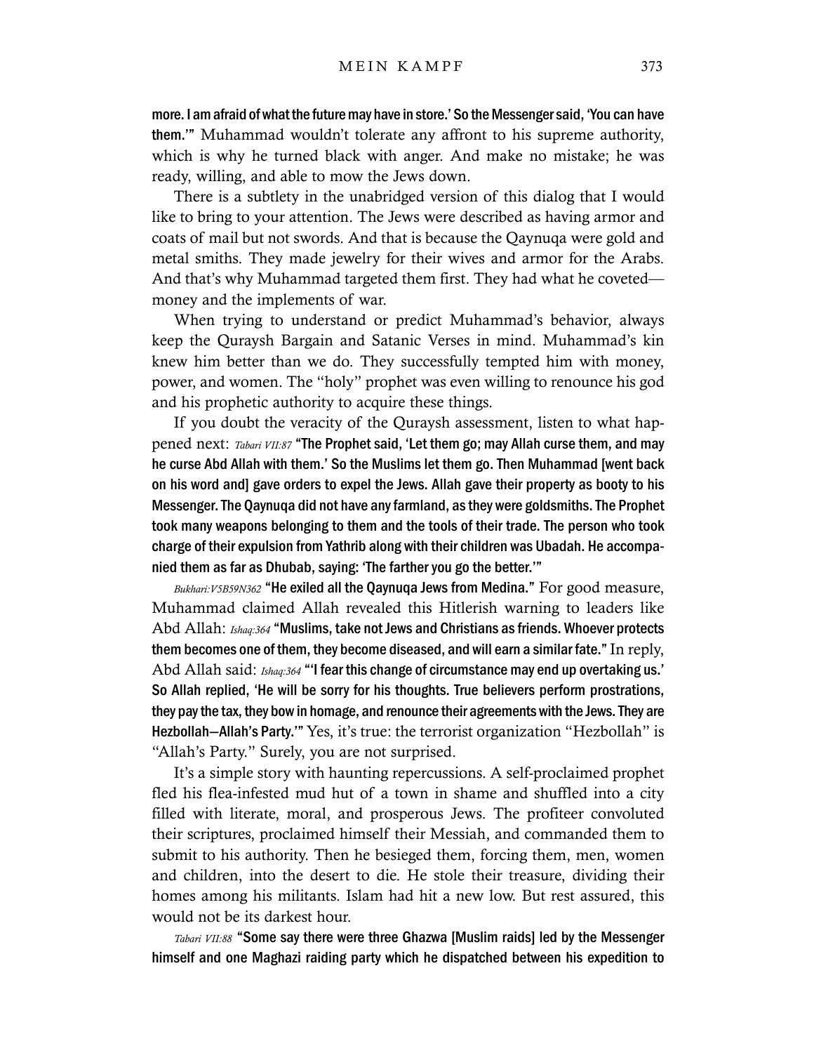**more. I am afraid of what the future may have in store.' So the Messenger said, 'You can have them.'"** Muhammad wouldn't tolerate any affront to his supreme authority, which is why he turned black with anger. And make no mistake; he was ready, willing, and able to mow the Jews down.

There is a subtlety in the unabridged version of this dialog that I would like to bring to your attention. The Jews were described as having armor and coats of mail but not swords. And that is because the Qaynuqa were gold and metal smiths. They made jewelry for their wives and armor for the Arabs. And that's why Muhammad targeted them first. They had what he coveted—money and the implements of war.

When trying to understand or predict Muhammad's behavior, always keep the Quraysh Bargain and Satanic Verses in mind. Muhammad's kin knew him better than we do. They successfully tempted him with money, power, and women. The "holy" prophet was even willing to renounce his god and his prophetic authority to acquire these things.

If you doubt the veracity of the Quraysh assessment, listen to what happened next: *Tabari VII:87* **"The Prophet said, 'Let them go; may Allah curse them, and may he curse Abd Allah with them.' So the Muslims let them go. Then Muhammad [went back on his word and] gave orders to expel the Jews. Allah gave their property as booty to his Messenger. The Qaynuqa did not have any farmland, as they were goldsmiths. The Prophet took many weapons belonging to them and the tools of their trade. The person who took charge of their expulsion from Yathrib along with their children was Ubadah. He accompanied them as far as Dhubab, saying: 'The farther you go the better.'"**

*Bukhari:V5B59N362* **"He exiled all the Qaynuqa Jews from Medina."** For good measure, Muhammad claimed Allah revealed this Hitlerish warning to leaders like Abd Allah: *Ishaq:364* **"Muslims, take not Jews and Christians as friends. Whoever protects them becomes one of them, they become diseased, and will earn a similar fate."** In reply, Abd Allah said: *Ishaq:364* **"'I fear this change of circumstance may end up overtaking us.' So Allah replied, 'He will be sorry for his thoughts. True believers perform prostrations, they pay the tax, they bow in homage, and renounce their agreements with the Jews. They are Hezbollah—Allah's Party.'"** Yes, it's true: the terrorist organization "Hezbollah" is "Allah's Party." Surely, you are not surprised.

It's a simple story with haunting repercussions. A self-proclaimed prophet fled his flea-infested mud hut of a town in shame and shuffled into a city filled with literate, moral, and prosperous Jews. The profiteer convoluted their scriptures, proclaimed himself their Messiah, and commanded them to submit to his authority. Then he besieged them, forcing them, men, women and children, into the desert to die. He stole their treasure, dividing their homes among his militants. Islam had hit a new low. But rest assured, this would not be its darkest hour.

*Tabari VII:88* **"Some say there were three Ghazwa [Muslim raids] led by the Messenger himself and one Maghazi raiding party which he dispatched between his expedition to**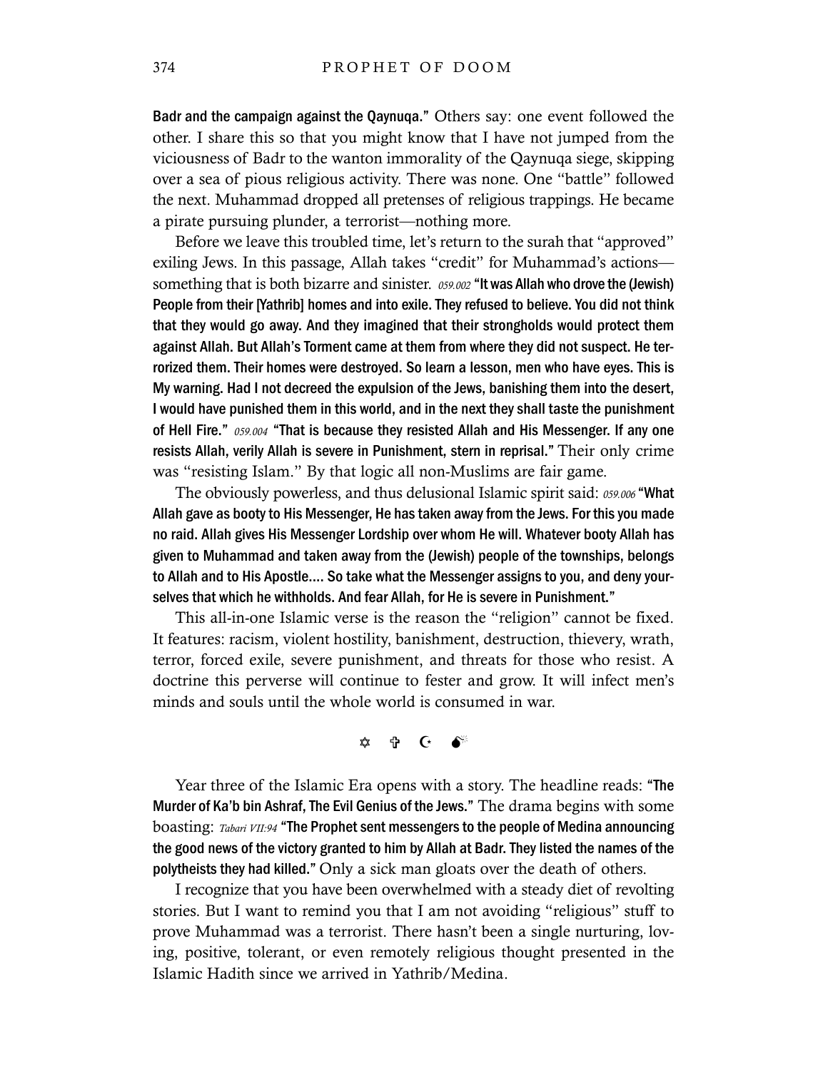**Badr and the campaign against the Qaynuqa."** Others say: one event followed the other. I share this so that you might know that I have not jumped from the viciousness of Badr to the wanton immorality of the Qaynuqa siege, skipping over a sea of pious religious activity. There was none. One "battle" followed the next. Muhammad dropped all pretenses of religious trappings. He became a pirate pursuing plunder, a terrorist—nothing more.

Before we leave this troubled time, let's return to the surah that "approved" exiling Jews. In this passage, Allah takes "credit" for Muhammad's actions—something that is both bizarre and sinister. *059.002* **"It was Allah who drove the (Jewish) People from their [Yathrib] homes and into exile. They refused to believe. You did not think that they would go away. And they imagined that their strongholds would protect them against Allah. But Allah's Torment came at them from where they did not suspect. He terrorized them. Their homes were destroyed. So learn a lesson, men who have eyes. This is My warning. Had I not decreed the expulsion of the Jews, banishing them into the desert, I would have punished them in this world, and in the next they shall taste the punishment of Hell Fire."** *059.004* **"That is because they resisted Allah and His Messenger. If any one resists Allah, verily Allah is severe in Punishment, stern in reprisal."** Their only crime was "resisting Islam." By that logic all non-Muslims are fair game.

The obviously powerless, and thus delusional Islamic spirit said: *059.006* **"What Allah gave as booty to His Messenger, He has taken away from the Jews. For this you made no raid. Allah gives His Messenger Lordship over whom He will. Whatever booty Allah has given to Muhammad and taken away from the (Jewish) people of the townships, belongs to Allah and to His Apostle.... So take what the Messenger assigns to you, and deny yourselves that which he withholds. And fear Allah, for He is severe in Punishment."**

This all-in-one Islamic verse is the reason the "religion" cannot be fixed. It features: racism, violent hostility, banishment, destruction, thievery, wrath, terror, forced exile, severe punishment, and threats for those who resist. A doctrine this perverse will continue to fester and grow. It will infect men's minds and souls until the whole world is consumed in war.

✡ ✞ ☪ 💣

Year three of the Islamic Era opens with a story. The headline reads: **"The Murder of Ka'b bin Ashraf, The Evil Genius of the Jews."** The drama begins with some boasting: *Tabari VII:94* **"The Prophet sent messengers to the people of Medina announcing the good news of the victory granted to him by Allah at Badr. They listed the names of the polytheists they had killed."** Only a sick man gloats over the death of others.

I recognize that you have been overwhelmed with a steady diet of revolting stories. But I want to remind you that I am not avoiding "religious" stuff to prove Muhammad was a terrorist. There hasn't been a single nurturing, loving, positive, tolerant, or even remotely religious thought presented in the Islamic Hadith since we arrived in Yathrib/Medina.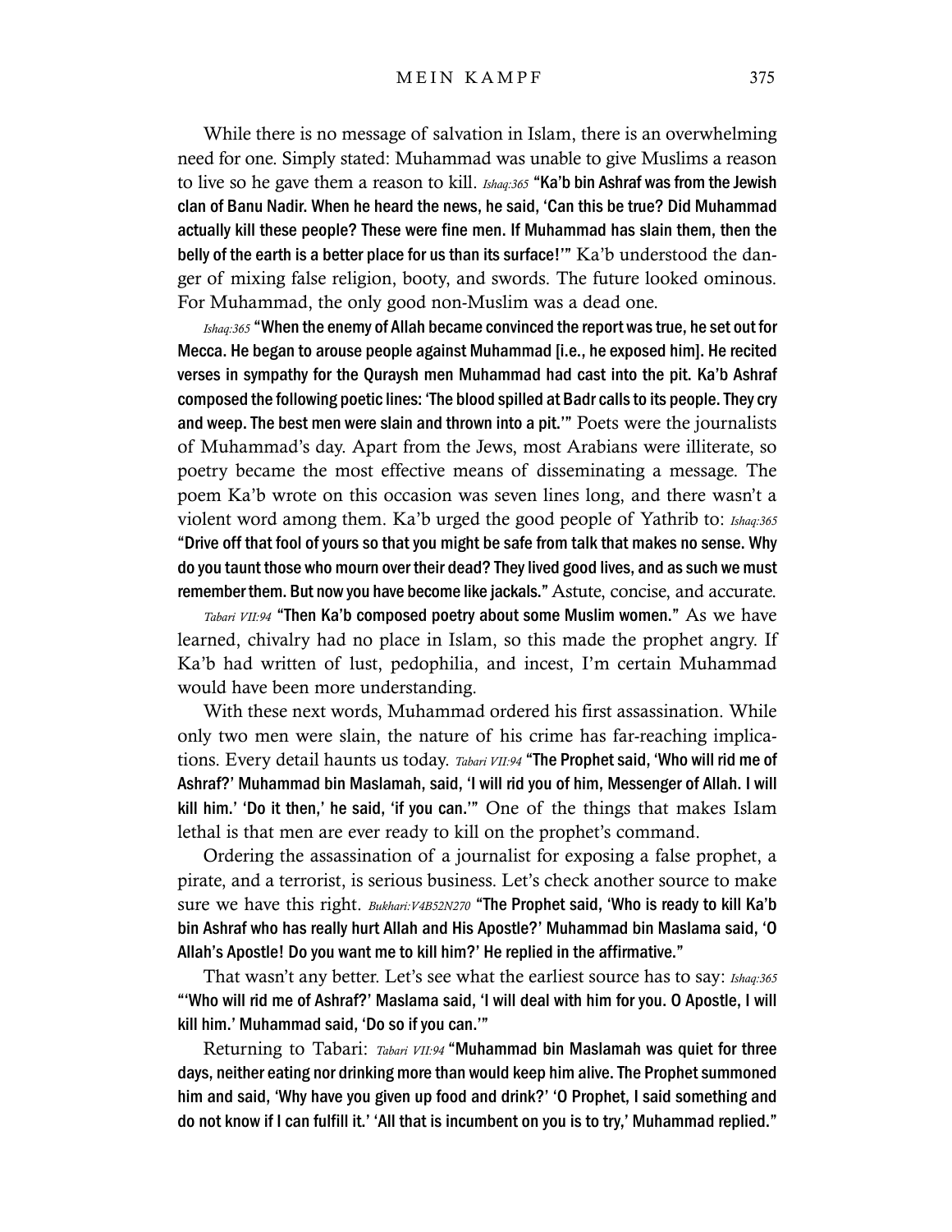While there is no message of salvation in Islam, there is an overwhelming need for one. Simply stated: Muhammad was unable to give Muslims a reason to live so he gave them a reason to kill. *Ishaq:365* **"Ka'b bin Ashraf was from the Jewish clan of Banu Nadir. When he heard the news, he said, 'Can this be true? Did Muhammad actually kill these people? These were fine men. If Muhammad has slain them, then the belly of the earth is a better place for us than its surface!'"** Ka'b understood the danger of mixing false religion, booty, and swords. The future looked ominous. For Muhammad, the only good non-Muslim was a dead one.

*Ishaq:365* **"When the enemy of Allah became convinced the report was true, he set out for Mecca. He began to arouse people against Muhammad [i.e., he exposed him]. He recited verses in sympathy for the Quraysh men Muhammad had cast into the pit. Ka'b Ashraf composed the following poetic lines: 'The blood spilled at Badr calls to its people. They cry and weep. The best men were slain and thrown into a pit.'"** Poets were the journalists of Muhammad's day. Apart from the Jews, most Arabians were illiterate, so poetry became the most effective means of disseminating a message. The poem Ka'b wrote on this occasion was seven lines long, and there wasn't a violent word among them. Ka'b urged the good people of Yathrib to: *Ishaq:365* **"Drive off that fool of yours so that you might be safe from talk that makes no sense. Why do you taunt those who mourn over their dead? They lived good lives, and as such we must remember them. But now you have become like jackals."** Astute, concise, and accurate.

*Tabari VII:94* **"Then Ka'b composed poetry about some Muslim women."** As we have learned, chivalry had no place in Islam, so this made the prophet angry. If Ka'b had written of lust, pedophilia, and incest, I'm certain Muhammad would have been more understanding.

With these next words, Muhammad ordered his first assassination. While only two men were slain, the nature of his crime has far-reaching implications. Every detail haunts us today. *Tabari VII:94* **"The Prophet said, 'Who will rid me of Ashraf?' Muhammad bin Maslamah, said, 'I will rid you of him, Messenger of Allah. I will kill him.' 'Do it then,' he said, 'if you can.'"** One of the things that makes Islam lethal is that men are ever ready to kill on the prophet's command.

Ordering the assassination of a journalist for exposing a false prophet, a pirate, and a terrorist, is serious business. Let's check another source to make sure we have this right. *Bukhari:V4B52N270* **"The Prophet said, 'Who is ready to kill Ka'b bin Ashraf who has really hurt Allah and His Apostle?' Muhammad bin Maslama said, 'O Allah's Apostle! Do you want me to kill him?' He replied in the affirmative."**

That wasn't any better. Let's see what the earliest source has to say: *Ishaq:365* **"'Who will rid me of Ashraf?' Maslama said, 'I will deal with him for you. O Apostle, I will kill him.' Muhammad said, 'Do so if you can.'"**

Returning to Tabari: *Tabari VII:94* **"Muhammad bin Maslamah was quiet for three days, neither eating nor drinking more than would keep him alive. The Prophet summoned him and said, 'Why have you given up food and drink?' 'O Prophet, I said something and do not know if I can fulfill it.' 'All that is incumbent on you is to try,' Muhammad replied."**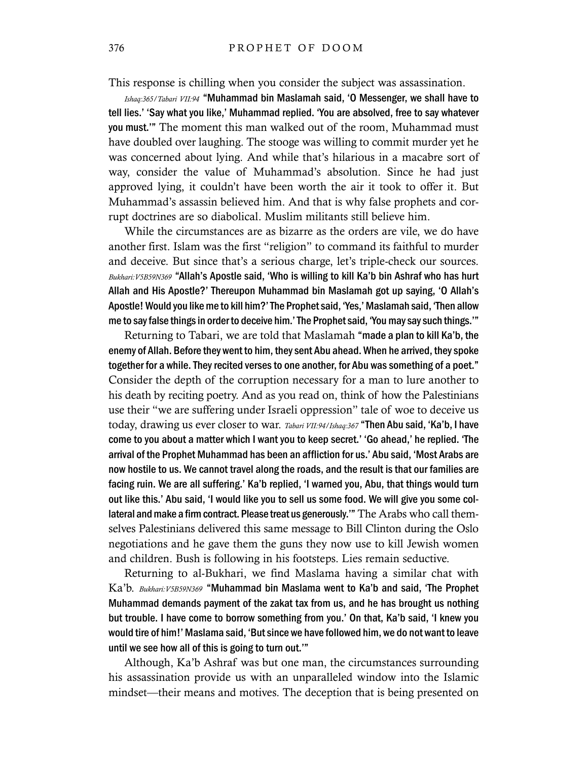This response is chilling when you consider the subject was assassination.

*Ishaq:365/Tabari VII:94* **"Muhammad bin Maslamah said, 'O Messenger, we shall have to tell lies.' 'Say what you like,' Muhammad replied. 'You are absolved, free to say whatever you must.'"** The moment this man walked out of the room, Muhammad must have doubled over laughing. The stooge was willing to commit murder yet he was concerned about lying. And while that's hilarious in a macabre sort of way, consider the value of Muhammad's absolution. Since he had just approved lying, it couldn't have been worth the air it took to offer it. But Muhammad's assassin believed him. And that is why false prophets and corrupt doctrines are so diabolical. Muslim militants still believe him.

While the circumstances are as bizarre as the orders are vile, we do have another first. Islam was the first "religion" to command its faithful to murder and deceive. But since that's a serious charge, let's triple-check our sources. *Bukhari:V5B59N369* **"Allah's Apostle said, 'Who is willing to kill Ka'b bin Ashraf who has hurt Allah and His Apostle?' Thereupon Muhammad bin Maslamah got up saying, 'O Allah's Apostle! Would you like me to kill him?' The Prophet said, 'Yes,' Maslamah said, 'Then allow me to say false things in order to deceive him.' The Prophet said, 'You may say such things.'"**

Returning to Tabari, we are told that Maslamah **"made a plan to kill Ka'b, the enemy of Allah. Before they went to him, they sent Abu ahead. When he arrived, they spoke together for a while. They recited verses to one another, for Abu was something of a poet."** Consider the depth of the corruption necessary for a man to lure another to his death by reciting poetry. And as you read on, think of how the Palestinians use their "we are suffering under Israeli oppression" tale of woe to deceive us today, drawing us ever closer to war. *Tabari VII:94/Ishaq:367* **"Then Abu said, 'Ka'b, I have come to you about a matter which I want you to keep secret.' 'Go ahead,' he replied. 'The arrival of the Prophet Muhammad has been an affliction for us.' Abu said, 'Most Arabs are now hostile to us. We cannot travel along the roads, and the result is that our families are facing ruin. We are all suffering.' Ka'b replied, 'I warned you, Abu, that things would turn out like this.' Abu said, 'I would like you to sell us some food. We will give you some collateral and make a firm contract. Please treat us generously.'"** The Arabs who call themselves Palestinians delivered this same message to Bill Clinton during the Oslo negotiations and he gave them the guns they now use to kill Jewish women and children. Bush is following in his footsteps. Lies remain seductive.

Returning to al-Bukhari, we find Maslama having a similar chat with Ka'b. *Bukhari:V5B59N369* **"Muhammad bin Maslama went to Ka'b and said, 'The Prophet Muhammad demands payment of the zakat tax from us, and he has brought us nothing but trouble. I have come to borrow something from you.' On that, Ka'b said, 'I knew you would tire of him!' Maslama said, 'But since we have followed him, we do not want to leave until we see how all of this is going to turn out.'"**

Although, Ka'b Ashraf was but one man, the circumstances surrounding his assassination provide us with an unparalleled window into the Islamic mindset—their means and motives. The deception that is being presented on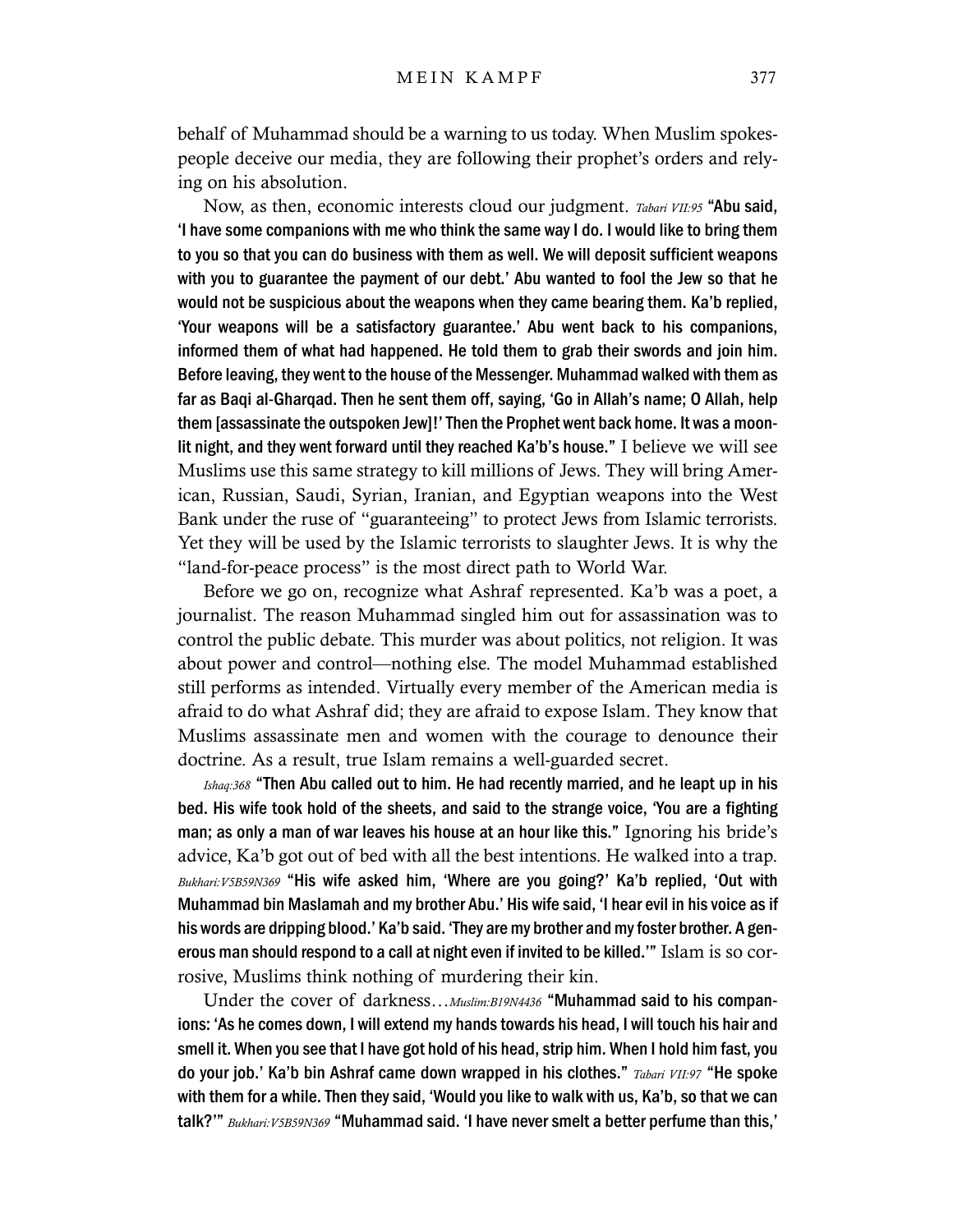behalf of Muhammad should be a warning to us today. When Muslim spokespeople deceive our media, they are following their prophet's orders and relying on his absolution.

Now, as then, economic interests cloud our judgment. *Tabari VII:95* **"Abu said, 'I have some companions with me who think the same way I do. I would like to bring them to you so that you can do business with them as well. We will deposit sufficient weapons with you to guarantee the payment of our debt.' Abu wanted to fool the Jew so that he would not be suspicious about the weapons when they came bearing them. Ka'b replied, 'Your weapons will be a satisfactory guarantee.' Abu went back to his companions, informed them of what had happened. He told them to grab their swords and join him. Before leaving, they went to the house of the Messenger. Muhammad walked with them as far as Baqi al-Gharqad. Then he sent them off, saying, 'Go in Allah's name; O Allah, help them [assassinate the outspoken Jew]!' Then the Prophet went back home. It was a moonlit night, and they went forward until they reached Ka'b's house."** I believe we will see Muslims use this same strategy to kill millions of Jews. They will bring American, Russian, Saudi, Syrian, Iranian, and Egyptian weapons into the West Bank under the ruse of "guaranteeing" to protect Jews from Islamic terrorists. Yet they will be used by the Islamic terrorists to slaughter Jews. It is why the "land-for-peace process" is the most direct path to World War.

Before we go on, recognize what Ashraf represented. Ka'b was a poet, a journalist. The reason Muhammad singled him out for assassination was to control the public debate. This murder was about politics, not religion. It was about power and control—nothing else. The model Muhammad established still performs as intended. Virtually every member of the American media is afraid to do what Ashraf did; they are afraid to expose Islam. They know that Muslims assassinate men and women with the courage to denounce their doctrine. As a result, true Islam remains a well-guarded secret.

*Ishaq:368* **"Then Abu called out to him. He had recently married, and he leapt up in his bed. His wife took hold of the sheets, and said to the strange voice, 'You are a fighting man; as only a man of war leaves his house at an hour like this."** Ignoring his bride's advice, Ka'b got out of bed with all the best intentions. He walked into a trap. *Bukhari:V5B59N369* **"His wife asked him, 'Where are you going?' Ka'b replied, 'Out with Muhammad bin Maslamah and my brother Abu.' His wife said, 'I hear evil in his voice as if his words are dripping blood.' Ka'b said. 'They are my brother and my foster brother. A generous man should respond to a call at night even if invited to be killed.'"** Islam is so corrosive, Muslims think nothing of murdering their kin.

Under the cover of darkness…*Muslim:B19N4436* **"Muhammad said to his companions: 'As he comes down, I will extend my hands towards his head, I will touch his hair and smell it. When you see that I have got hold of his head, strip him. When I hold him fast, you do your job.' Ka'b bin Ashraf came down wrapped in his clothes."** *Tabari VII:97* **"He spoke with them for a while. Then they said, 'Would you like to walk with us, Ka'b, so that we can talk?'"** *Bukhari:V5B59N369* **"Muhammad said. 'I have never smelt a better perfume than this,'**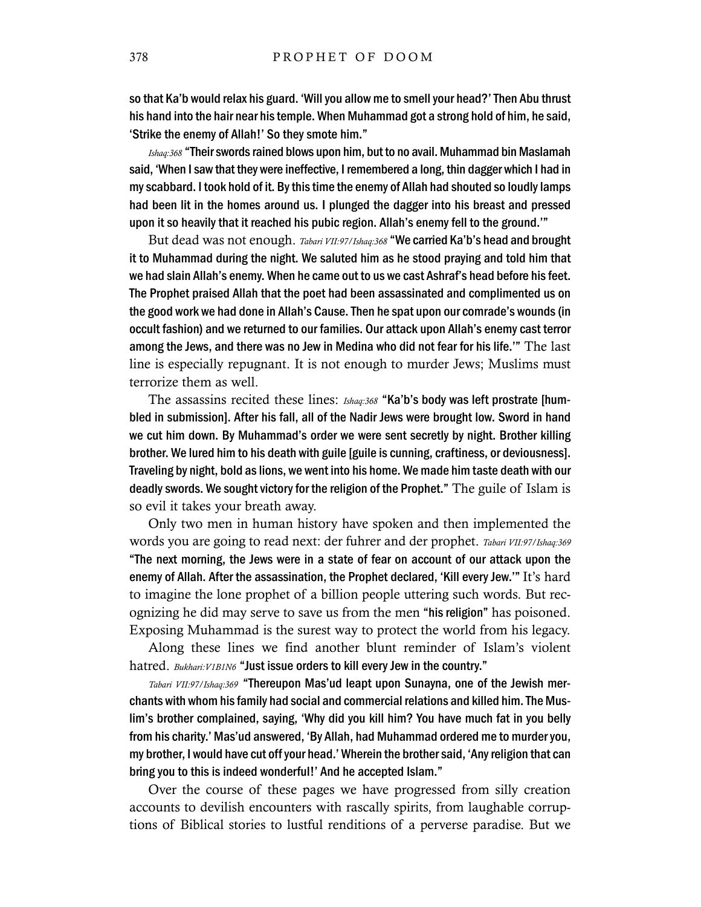so that Ka'b would relax his guard. 'Will you allow me to smell your head?' Then Abu thrust his hand into the hair near his temple. When Muhammad got a strong hold of him, he said, 'Strike the enemy of Allah!' So they smote him."

*Ishaq:368* "Their swords rained blows upon him, but to no avail. Muhammad bin Maslamah said, 'When I saw that they were ineffective, I remembered a long, thin dagger which I had in my scabbard. I took hold of it. By this time the enemy of Allah had shouted so loudly lamps had been lit in the homes around us. I plunged the dagger into his breast and pressed upon it so heavily that it reached his pubic region. Allah's enemy fell to the ground.'"

But dead was not enough. *Tabari VII:97/Ishaq:368* "We carried Ka'b's head and brought it to Muhammad during the night. We saluted him as he stood praying and told him that we had slain Allah's enemy. When he came out to us we cast Ashraf's head before his feet. The Prophet praised Allah that the poet had been assassinated and complimented us on the good work we had done in Allah's Cause. Then he spat upon our comrade's wounds (in occult fashion) and we returned to our families. Our attack upon Allah's enemy cast terror among the Jews, and there was no Jew in Medina who did not fear for his life.'" The last line is especially repugnant. It is not enough to murder Jews; Muslims must terrorize them as well.

The assassins recited these lines: *Ishaq:368* "Ka'b's body was left prostrate [humbled in submission]. After his fall, all of the Nadir Jews were brought low. Sword in hand we cut him down. By Muhammad's order we were sent secretly by night. Brother killing brother. We lured him to his death with guile [guile is cunning, craftiness, or deviousness]. Traveling by night, bold as lions, we went into his home. We made him taste death with our deadly swords. We sought victory for the religion of the Prophet." The guile of Islam is so evil it takes your breath away.

Only two men in human history have spoken and then implemented the words you are going to read next: der fuhrer and der prophet. *Tabari VII:97/Ishaq:369* "The next morning, the Jews were in a state of fear on account of our attack upon the enemy of Allah. After the assassination, the Prophet declared, 'Kill every Jew.'" It's hard to imagine the lone prophet of a billion people uttering such words. But recognizing he did may serve to save us from the men "his religion" has poisoned. Exposing Muhammad is the surest way to protect the world from his legacy.

Along these lines we find another blunt reminder of Islam's violent hatred. *Bukhari:V1B1N6* "Just issue orders to kill every Jew in the country."

*Tabari VII:97/Ishaq:369* "Thereupon Mas'ud leapt upon Sunayna, one of the Jewish merchants with whom his family had social and commercial relations and killed him. The Muslim's brother complained, saying, 'Why did you kill him? You have much fat in you belly from his charity.' Mas'ud answered, 'By Allah, had Muhammad ordered me to murder you, my brother, I would have cut off your head.' Wherein the brother said, 'Any religion that can bring you to this is indeed wonderful!' And he accepted Islam."

Over the course of these pages we have progressed from silly creation accounts to devilish encounters with rascally spirits, from laughable corruptions of Biblical stories to lustful renditions of a perverse paradise. But we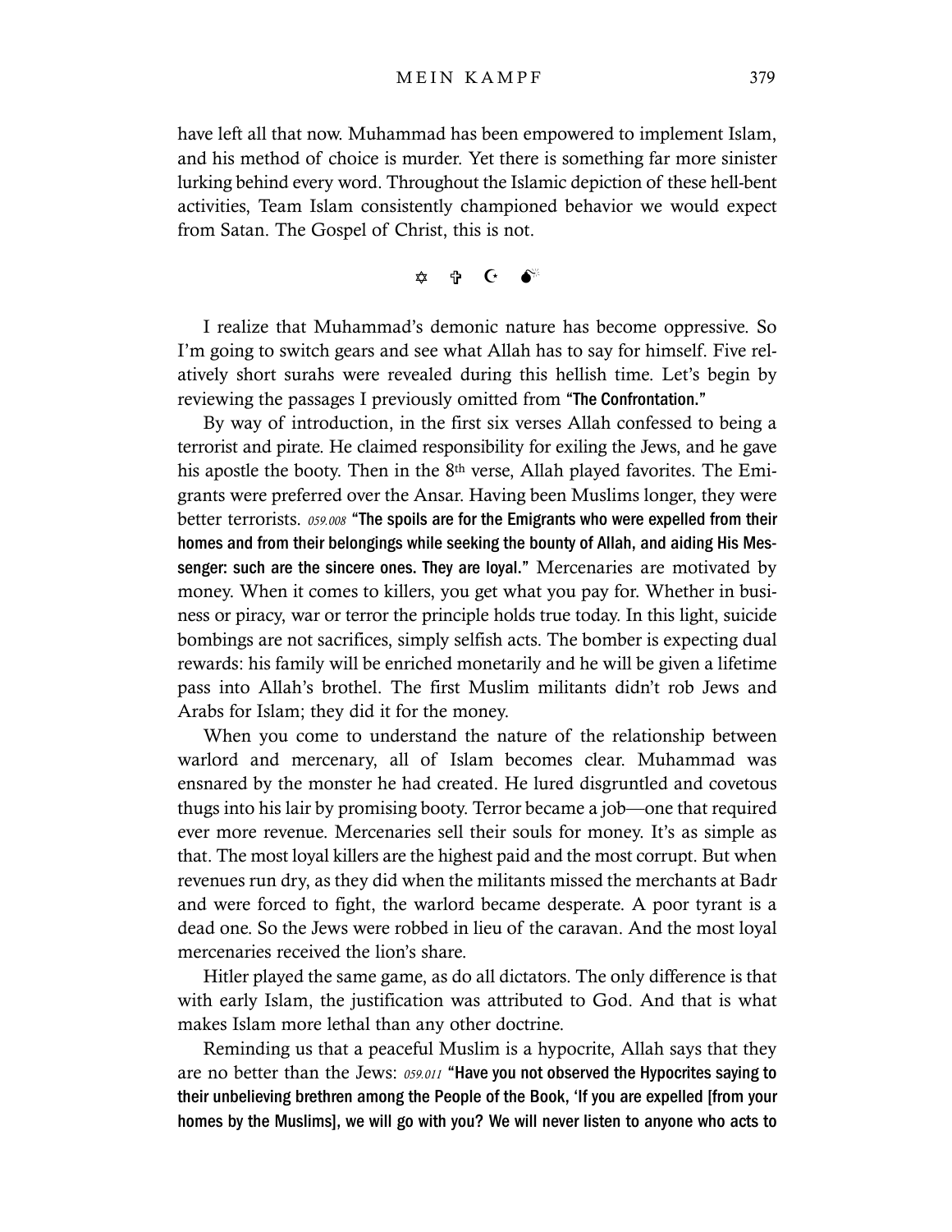have left all that now. Muhammad has been empowered to implement Islam, and his method of choice is murder. Yet there is something far more sinister lurking behind every word. Throughout the Islamic depiction of these hell-bent activities, Team Islam consistently championed behavior we would expect from Satan. The Gospel of Christ, this is not.

✡ ✞ ☪ 💣

I realize that Muhammad's demonic nature has become oppressive. So I'm going to switch gears and see what Allah has to say for himself. Five relatively short surahs were revealed during this hellish time. Let's begin by reviewing the passages I previously omitted from **"The Confrontation."**

By way of introduction, in the first six verses Allah confessed to being a terrorist and pirate. He claimed responsibility for exiling the Jews, and he gave his apostle the booty. Then in the 8th verse, Allah played favorites. The Emigrants were preferred over the Ansar. Having been Muslims longer, they were better terrorists. *059.008* **"The spoils are for the Emigrants who were expelled from their homes and from their belongings while seeking the bounty of Allah, and aiding His Messenger: such are the sincere ones. They are loyal."** Mercenaries are motivated by money. When it comes to killers, you get what you pay for. Whether in business or piracy, war or terror the principle holds true today. In this light, suicide bombings are not sacrifices, simply selfish acts. The bomber is expecting dual rewards: his family will be enriched monetarily and he will be given a lifetime pass into Allah's brothel. The first Muslim militants didn't rob Jews and Arabs for Islam; they did it for the money.

When you come to understand the nature of the relationship between warlord and mercenary, all of Islam becomes clear. Muhammad was ensnared by the monster he had created. He lured disgruntled and covetous thugs into his lair by promising booty. Terror became a job—one that required ever more revenue. Mercenaries sell their souls for money. It's as simple as that. The most loyal killers are the highest paid and the most corrupt. But when revenues run dry, as they did when the militants missed the merchants at Badr and were forced to fight, the warlord became desperate. A poor tyrant is a dead one. So the Jews were robbed in lieu of the caravan. And the most loyal mercenaries received the lion's share.

Hitler played the same game, as do all dictators. The only difference is that with early Islam, the justification was attributed to God. And that is what makes Islam more lethal than any other doctrine.

Reminding us that a peaceful Muslim is a hypocrite, Allah says that they are no better than the Jews: *059.011* **"Have you not observed the Hypocrites saying to their unbelieving brethren among the People of the Book, 'If you are expelled [from your homes by the Muslims], we will go with you? We will never listen to anyone who acts to**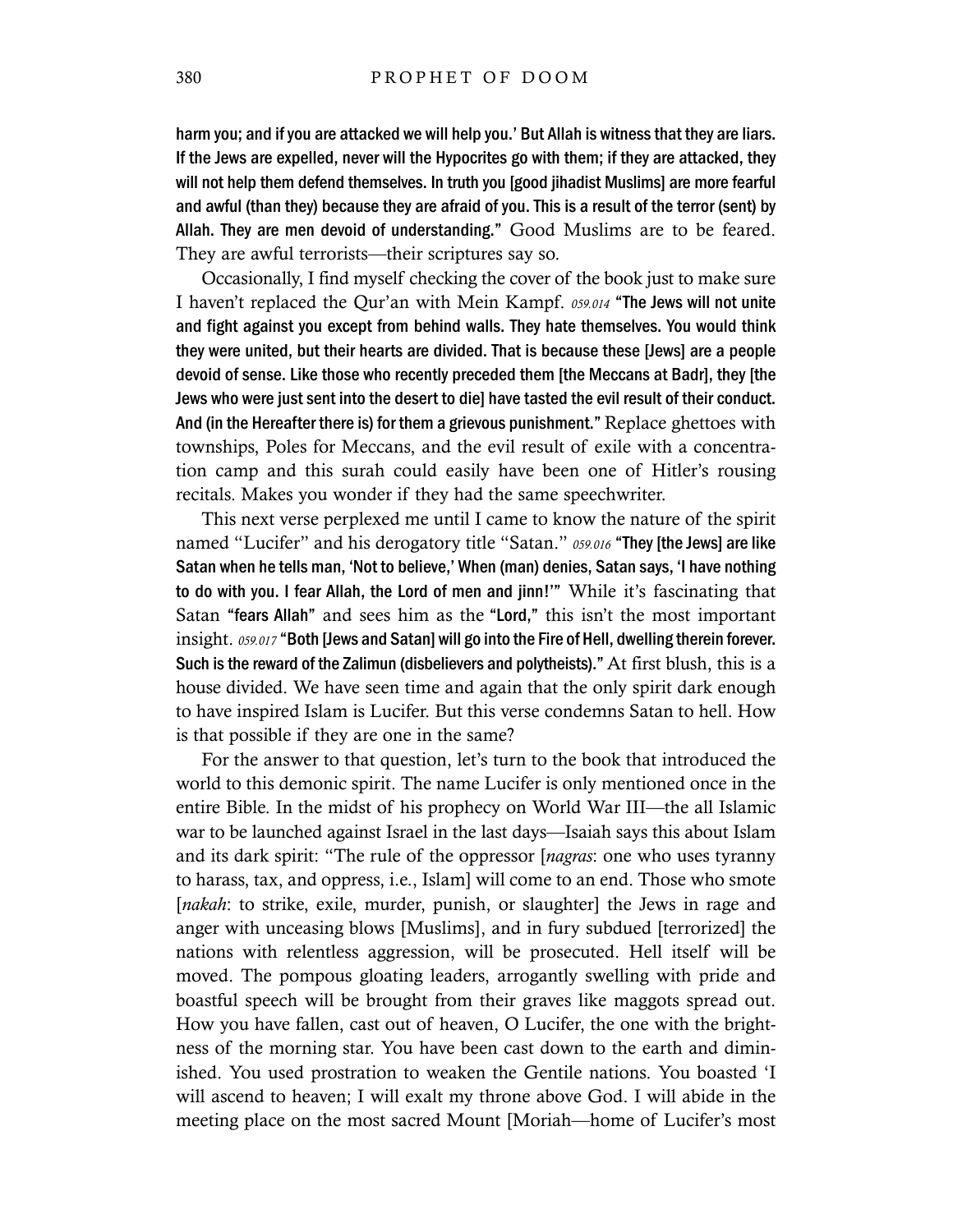**harm you; and if you are attacked we will help you.' But Allah is witness that they are liars. If the Jews are expelled, never will the Hypocrites go with them; if they are attacked, they will not help them defend themselves. In truth you [good jihadist Muslims] are more fearful and awful (than they) because they are afraid of you. This is a result of the terror (sent) by Allah. They are men devoid of understanding."** Good Muslims are to be feared. They are awful terrorists—their scriptures say so.

Occasionally, I find myself checking the cover of the book just to make sure I haven't replaced the Qur'an with Mein Kampf. *059.014* **"The Jews will not unite and fight against you except from behind walls. They hate themselves. You would think they were united, but their hearts are divided. That is because these [Jews] are a people devoid of sense. Like those who recently preceded them [the Meccans at Badr], they [the Jews who were just sent into the desert to die] have tasted the evil result of their conduct. And (in the Hereafter there is) for them a grievous punishment."** Replace ghettoes with townships, Poles for Meccans, and the evil result of exile with a concentration camp and this surah could easily have been one of Hitler's rousing recitals. Makes you wonder if they had the same speechwriter.

This next verse perplexed me until I came to know the nature of the spirit named "Lucifer" and his derogatory title "Satan." *059.016* **"They [the Jews] are like Satan when he tells man, 'Not to believe,' When (man) denies, Satan says, 'I have nothing to do with you. I fear Allah, the Lord of men and jinn!'"** While it's fascinating that Satan **"fears Allah"** and sees him as the **"Lord,"** this isn't the most important insight. *059.017* **"Both [Jews and Satan] will go into the Fire of Hell, dwelling therein forever. Such is the reward of the Zalimun (disbelievers and polytheists)."** At first blush, this is a house divided. We have seen time and again that the only spirit dark enough to have inspired Islam is Lucifer. But this verse condemns Satan to hell. How is that possible if they are one in the same?

For the answer to that question, let's turn to the book that introduced the world to this demonic spirit. The name Lucifer is only mentioned once in the entire Bible. In the midst of his prophecy on World War III—the all Islamic war to be launched against Israel in the last days—Isaiah says this about Islam and its dark spirit: "The rule of the oppressor [*nagras*: one who uses tyranny to harass, tax, and oppress, i.e., Islam] will come to an end. Those who smote [*nakah*: to strike, exile, murder, punish, or slaughter] the Jews in rage and anger with unceasing blows [Muslims], and in fury subdued [terrorized] the nations with relentless aggression, will be prosecuted. Hell itself will be moved. The pompous gloating leaders, arrogantly swelling with pride and boastful speech will be brought from their graves like maggots spread out. How you have fallen, cast out of heaven, O Lucifer, the one with the brightness of the morning star. You have been cast down to the earth and diminished. You used prostration to weaken the Gentile nations. You boasted 'I will ascend to heaven; I will exalt my throne above God. I will abide in the meeting place on the most sacred Mount [Moriah—home of Lucifer's most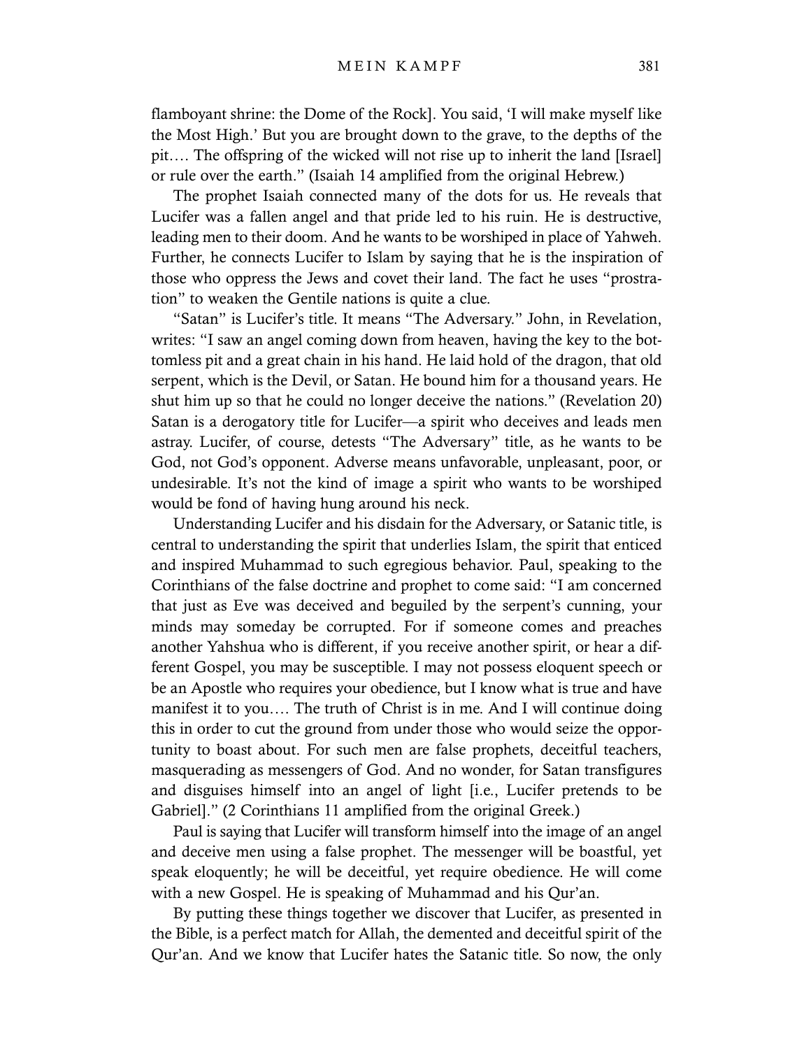flamboyant shrine: the Dome of the Rock]. You said, 'I will make myself like the Most High.' But you are brought down to the grave, to the depths of the pit.... The offspring of the wicked will not rise up to inherit the land [Israel] or rule over the earth." (Isaiah 14 amplified from the original Hebrew.)

The prophet Isaiah connected many of the dots for us. He reveals that Lucifer was a fallen angel and that pride led to his ruin. He is destructive, leading men to their doom. And he wants to be worshiped in place of Yahweh. Further, he connects Lucifer to Islam by saying that he is the inspiration of those who oppress the Jews and covet their land. The fact he uses "prostration" to weaken the Gentile nations is quite a clue.

"Satan" is Lucifer's title. It means "The Adversary." John, in Revelation, writes: "I saw an angel coming down from heaven, having the key to the bottomless pit and a great chain in his hand. He laid hold of the dragon, that old serpent, which is the Devil, or Satan. He bound him for a thousand years. He shut him up so that he could no longer deceive the nations." (Revelation 20) Satan is a derogatory title for Lucifer—a spirit who deceives and leads men astray. Lucifer, of course, detests "The Adversary" title, as he wants to be God, not God's opponent. Adverse means unfavorable, unpleasant, poor, or undesirable. It's not the kind of image a spirit who wants to be worshiped would be fond of having hung around his neck.

Understanding Lucifer and his disdain for the Adversary, or Satanic title, is central to understanding the spirit that underlies Islam, the spirit that enticed and inspired Muhammad to such egregious behavior. Paul, speaking to the Corinthians of the false doctrine and prophet to come said: "I am concerned that just as Eve was deceived and beguiled by the serpent's cunning, your minds may someday be corrupted. For if someone comes and preaches another Yahshua who is different, if you receive another spirit, or hear a different Gospel, you may be susceptible. I may not possess eloquent speech or be an Apostle who requires your obedience, but I know what is true and have manifest it to you.... The truth of Christ is in me. And I will continue doing this in order to cut the ground from under those who would seize the opportunity to boast about. For such men are false prophets, deceitful teachers, masquerading as messengers of God. And no wonder, for Satan transfigures and disguises himself into an angel of light [i.e., Lucifer pretends to be Gabriel]." (2 Corinthians 11 amplified from the original Greek.)

Paul is saying that Lucifer will transform himself into the image of an angel and deceive men using a false prophet. The messenger will be boastful, yet speak eloquently; he will be deceitful, yet require obedience. He will come with a new Gospel. He is speaking of Muhammad and his Qur'an.

By putting these things together we discover that Lucifer, as presented in the Bible, is a perfect match for Allah, the demented and deceitful spirit of the Qur'an. And we know that Lucifer hates the Satanic title. So now, the only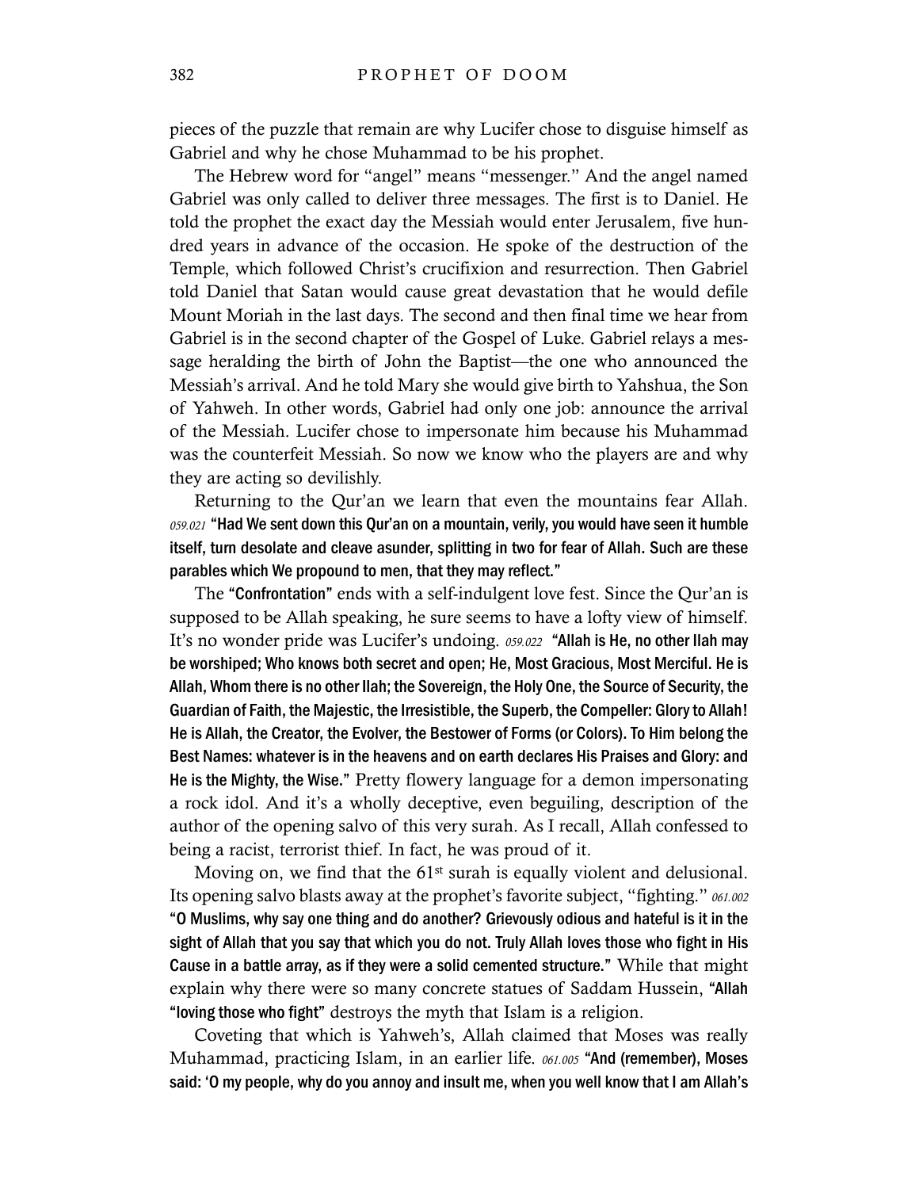pieces of the puzzle that remain are why Lucifer chose to disguise himself as Gabriel and why he chose Muhammad to be his prophet.

The Hebrew word for "angel" means "messenger." And the angel named Gabriel was only called to deliver three messages. The first is to Daniel. He told the prophet the exact day the Messiah would enter Jerusalem, five hundred years in advance of the occasion. He spoke of the destruction of the Temple, which followed Christ's crucifixion and resurrection. Then Gabriel told Daniel that Satan would cause great devastation that he would defile Mount Moriah in the last days. The second and then final time we hear from Gabriel is in the second chapter of the Gospel of Luke. Gabriel relays a message heralding the birth of John the Baptist—the one who announced the Messiah's arrival. And he told Mary she would give birth to Yahshua, the Son of Yahweh. In other words, Gabriel had only one job: announce the arrival of the Messiah. Lucifer chose to impersonate him because his Muhammad was the counterfeit Messiah. So now we know who the players are and why they are acting so devilishly.

Returning to the Qur'an we learn that even the mountains fear Allah. *059.021* **"Had We sent down this Qur'an on a mountain, verily, you would have seen it humble itself, turn desolate and cleave asunder, splitting in two for fear of Allah. Such are these parables which We propound to men, that they may reflect."**

The **"Confrontation"** ends with a self-indulgent love fest. Since the Qur'an is supposed to be Allah speaking, he sure seems to have a lofty view of himself. It's no wonder pride was Lucifer's undoing. *059.022* **"Allah is He, no other Ilah may be worshiped; Who knows both secret and open; He, Most Gracious, Most Merciful. He is Allah, Whom there is no other Ilah; the Sovereign, the Holy One, the Source of Security, the Guardian of Faith, the Majestic, the Irresistible, the Superb, the Compeller: Glory to Allah! He is Allah, the Creator, the Evolver, the Bestower of Forms (or Colors). To Him belong the Best Names: whatever is in the heavens and on earth declares His Praises and Glory: and He is the Mighty, the Wise."** Pretty flowery language for a demon impersonating a rock idol. And it's a wholly deceptive, even beguiling, description of the author of the opening salvo of this very surah. As I recall, Allah confessed to being a racist, terrorist thief. In fact, he was proud of it.

Moving on, we find that the 61st surah is equally violent and delusional. Its opening salvo blasts away at the prophet's favorite subject, "fighting." *061.002* **"O Muslims, why say one thing and do another? Grievously odious and hateful is it in the sight of Allah that you say that which you do not. Truly Allah loves those who fight in His Cause in a battle array, as if they were a solid cemented structure."** While that might explain why there were so many concrete statues of Saddam Hussein, **"Allah "loving those who fight"** destroys the myth that Islam is a religion.

Coveting that which is Yahweh's, Allah claimed that Moses was really Muhammad, practicing Islam, in an earlier life. *061.005* **"And (remember), Moses said: 'O my people, why do you annoy and insult me, when you well know that I am Allah's**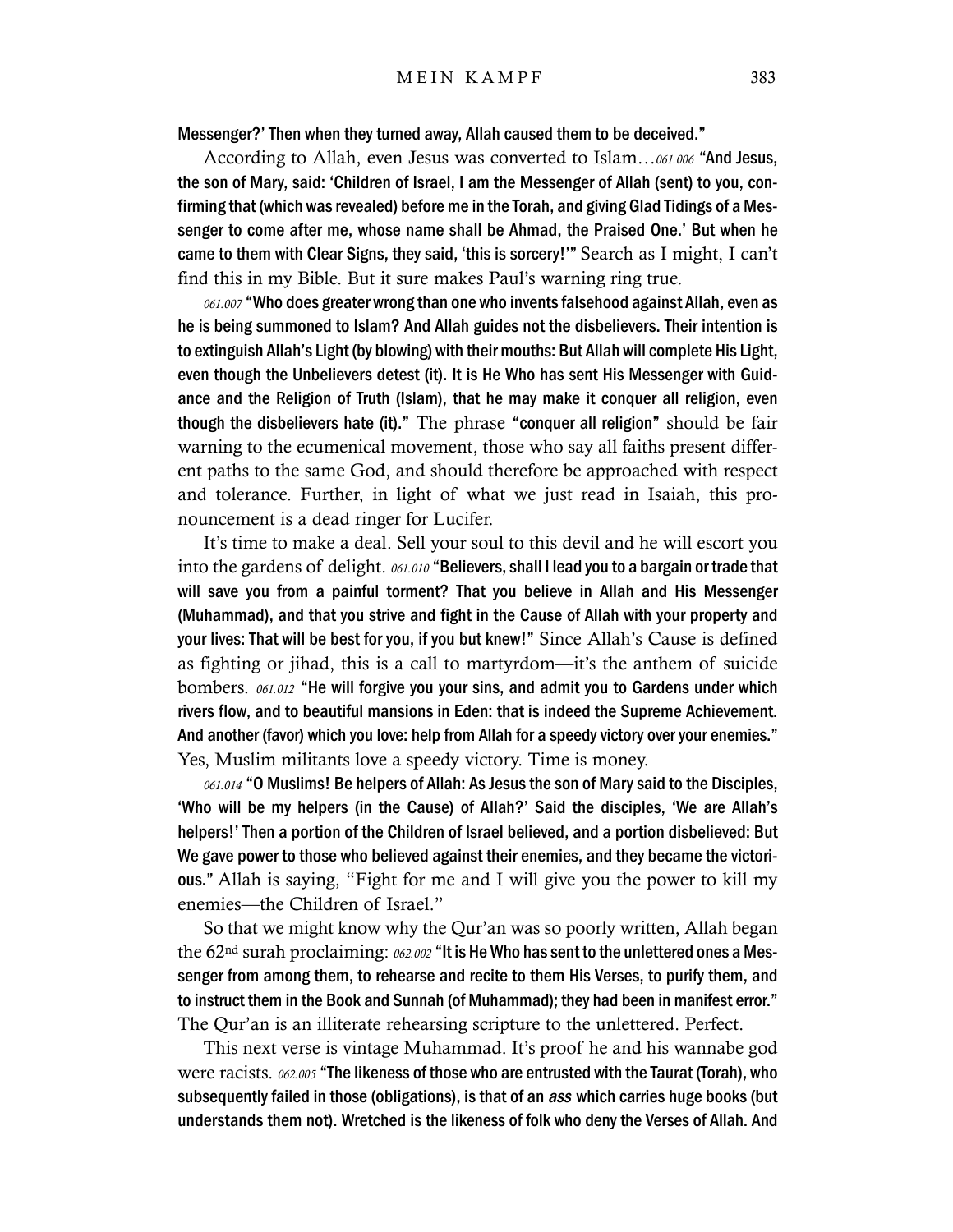Messenger?' Then when they turned away, Allah caused them to be deceived."

According to Allah, even Jesus was converted to Islam…*061.006* **"And Jesus, the son of Mary, said: 'Children of Israel, I am the Messenger of Allah (sent) to you, confirming that (which was revealed) before me in the Torah, and giving Glad Tidings of a Messenger to come after me, whose name shall be Ahmad, the Praised One.' But when he came to them with Clear Signs, they said, 'this is sorcery!'"** Search as I might, I can't find this in my Bible. But it sure makes Paul's warning ring true.

*061.007* **"Who does greater wrong than one who invents falsehood against Allah, even as he is being summoned to Islam? And Allah guides not the disbelievers. Their intention is to extinguish Allah's Light (by blowing) with their mouths: But Allah will complete His Light, even though the Unbelievers detest (it). It is He Who has sent His Messenger with Guidance and the Religion of Truth (Islam), that he may make it conquer all religion, even though the disbelievers hate (it)."** The phrase **"conquer all religion"** should be fair warning to the ecumenical movement, those who say all faiths present different paths to the same God, and should therefore be approached with respect and tolerance. Further, in light of what we just read in Isaiah, this pronouncement is a dead ringer for Lucifer.

It's time to make a deal. Sell your soul to this devil and he will escort you into the gardens of delight. *061.010* **"Believers, shall I lead you to a bargain or trade that will save you from a painful torment? That you believe in Allah and His Messenger (Muhammad), and that you strive and fight in the Cause of Allah with your property and your lives: That will be best for you, if you but knew!"** Since Allah's Cause is defined as fighting or jihad, this is a call to martyrdom—it's the anthem of suicide bombers. *061.012* **"He will forgive you your sins, and admit you to Gardens under which rivers flow, and to beautiful mansions in Eden: that is indeed the Supreme Achievement. And another (favor) which you love: help from Allah for a speedy victory over your enemies."** Yes, Muslim militants love a speedy victory. Time is money.

*061.014* **"O Muslims! Be helpers of Allah: As Jesus the son of Mary said to the Disciples, 'Who will be my helpers (in the Cause) of Allah?' Said the disciples, 'We are Allah's helpers!' Then a portion of the Children of Israel believed, and a portion disbelieved: But We gave power to those who believed against their enemies, and they became the victorious."** Allah is saying, "Fight for me and I will give you the power to kill my enemies—the Children of Israel."

So that we might know why the Qur'an was so poorly written, Allah began the 62nd surah proclaiming: *062.002* **"It is He Who has sent to the unlettered ones a Messenger from among them, to rehearse and recite to them His Verses, to purify them, and to instruct them in the Book and Sunnah (of Muhammad); they had been in manifest error."** The Qur'an is an illiterate rehearsing scripture to the unlettered. Perfect.

This next verse is vintage Muhammad. It's proof he and his wannabe god were racists. *062.005* **"The likeness of those who are entrusted with the Taurat (Torah), who subsequently failed in those (obligations), is that of an *ass* which carries huge books (but understands them not). Wretched is the likeness of folk who deny the Verses of Allah. And**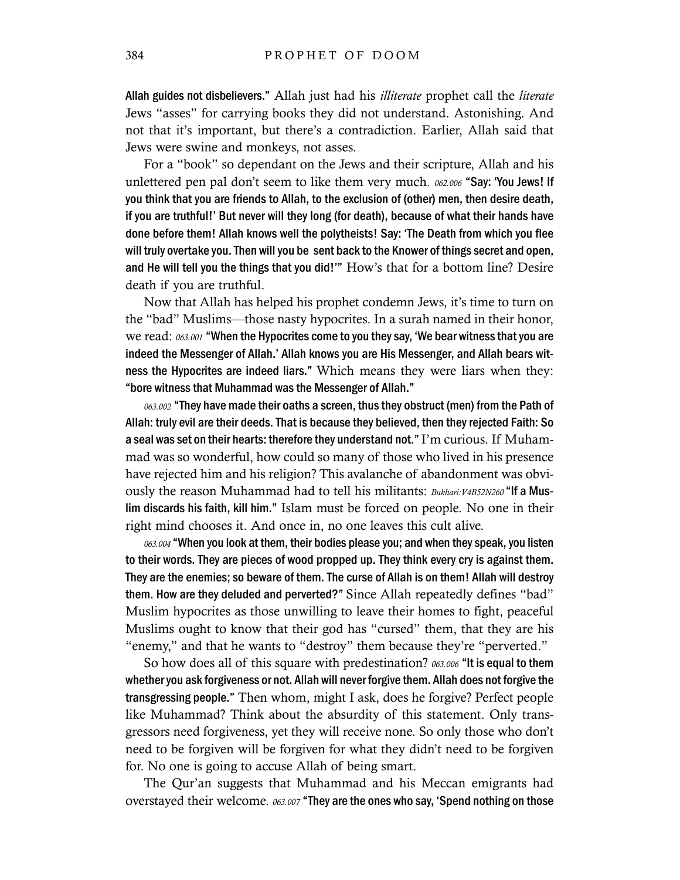**Allah guides not disbelievers."** Allah just had his *illiterate* prophet call the *literate* Jews "asses" for carrying books they did not understand. Astonishing. And not that it's important, but there's a contradiction. Earlier, Allah said that Jews were swine and monkeys, not asses.

For a "book" so dependant on the Jews and their scripture, Allah and his unlettered pen pal don't seem to like them very much. *062.006* **"Say: 'You Jews! If you think that you are friends to Allah, to the exclusion of (other) men, then desire death, if you are truthful!' But never will they long (for death), because of what their hands have done before them! Allah knows well the polytheists! Say: 'The Death from which you flee will truly overtake you. Then will you be sent back to the Knower of things secret and open, and He will tell you the things that you did!'"** How's that for a bottom line? Desire death if you are truthful.

Now that Allah has helped his prophet condemn Jews, it's time to turn on the "bad" Muslims—those nasty hypocrites. In a surah named in their honor, we read: *063.001* **"When the Hypocrites come to you they say, 'We bear witness that you are indeed the Messenger of Allah.' Allah knows you are His Messenger, and Allah bears witness the Hypocrites are indeed liars."** Which means they were liars when they: **"bore witness that Muhammad was the Messenger of Allah."**

*063.002* **"They have made their oaths a screen, thus they obstruct (men) from the Path of Allah: truly evil are their deeds. That is because they believed, then they rejected Faith: So a seal was set on their hearts: therefore they understand not."** I'm curious. If Muhammad was so wonderful, how could so many of those who lived in his presence have rejected him and his religion? This avalanche of abandonment was obviously the reason Muhammad had to tell his militants: *Bukhari:V4B52N260* **"If a Muslim discards his faith, kill him."** Islam must be forced on people. No one in their right mind chooses it. And once in, no one leaves this cult alive.

*063.004* **"When you look at them, their bodies please you; and when they speak, you listen to their words. They are pieces of wood propped up. They think every cry is against them. They are the enemies; so beware of them. The curse of Allah is on them! Allah will destroy them. How are they deluded and perverted?"** Since Allah repeatedly defines "bad" Muslim hypocrites as those unwilling to leave their homes to fight, peaceful Muslims ought to know that their god has "cursed" them, that they are his "enemy," and that he wants to "destroy" them because they're "perverted."

So how does all of this square with predestination? *063.006* **"It is equal to them whether you ask forgiveness or not. Allah will never forgive them. Allah does not forgive the transgressing people."** Then whom, might I ask, does he forgive? Perfect people like Muhammad? Think about the absurdity of this statement. Only transgressors need forgiveness, yet they will receive none. So only those who don't need to be forgiven will be forgiven for what they didn't need to be forgiven for. No one is going to accuse Allah of being smart.

The Qur'an suggests that Muhammad and his Meccan emigrants had overstayed their welcome. *063.007* **"They are the ones who say, 'Spend nothing on those**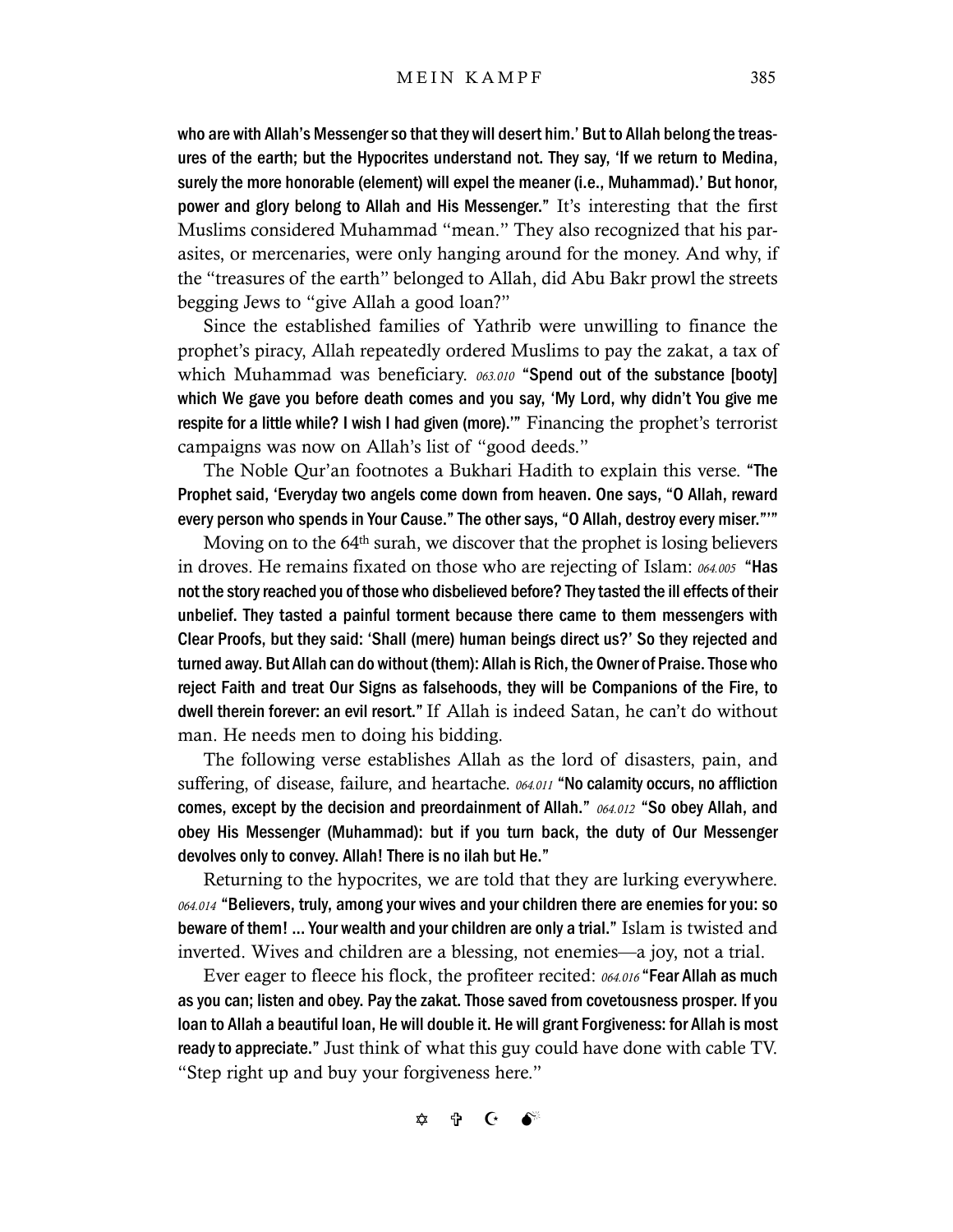**who are with Allah's Messenger so that they will desert him.' But to Allah belong the treasures of the earth; but the Hypocrites understand not. They say, 'If we return to Medina, surely the more honorable (element) will expel the meaner (i.e., Muhammad).' But honor, power and glory belong to Allah and His Messenger."** It's interesting that the first Muslims considered Muhammad "mean." They also recognized that his parasites, or mercenaries, were only hanging around for the money. And why, if the "treasures of the earth" belonged to Allah, did Abu Bakr prowl the streets begging Jews to "give Allah a good loan?"

Since the established families of Yathrib were unwilling to finance the prophet's piracy, Allah repeatedly ordered Muslims to pay the zakat, a tax of which Muhammad was beneficiary. *063.010* **"Spend out of the substance [booty] which We gave you before death comes and you say, 'My Lord, why didn't You give me respite for a little while? I wish I had given (more).'"** Financing the prophet's terrorist campaigns was now on Allah's list of "good deeds."

The Noble Qur'an footnotes a Bukhari Hadith to explain this verse. **"The Prophet said, 'Everyday two angels come down from heaven. One says, "O Allah, reward every person who spends in Your Cause." The other says, "O Allah, destroy every miser."'"**

Moving on to the 64th surah, we discover that the prophet is losing believers in droves. He remains fixated on those who are rejecting of Islam: *064.005* **"Has not the story reached you of those who disbelieved before? They tasted the ill effects of their unbelief. They tasted a painful torment because there came to them messengers with Clear Proofs, but they said: 'Shall (mere) human beings direct us?' So they rejected and turned away. But Allah can do without (them): Allah is Rich, the Owner of Praise. Those who reject Faith and treat Our Signs as falsehoods, they will be Companions of the Fire, to dwell therein forever: an evil resort."** If Allah is indeed Satan, he can't do without man. He needs men to doing his bidding.

The following verse establishes Allah as the lord of disasters, pain, and suffering, of disease, failure, and heartache. *064.011* **"No calamity occurs, no affliction comes, except by the decision and preordainment of Allah."** *064.012* **"So obey Allah, and obey His Messenger (Muhammad): but if you turn back, the duty of Our Messenger devolves only to convey. Allah! There is no ilah but He."**

Returning to the hypocrites, we are told that they are lurking everywhere. *064.014* **"Believers, truly, among your wives and your children there are enemies for you: so beware of them! ... Your wealth and your children are only a trial."** Islam is twisted and inverted. Wives and children are a blessing, not enemies—a joy, not a trial.

Ever eager to fleece his flock, the profiteer recited: *064.016* **"Fear Allah as much as you can; listen and obey. Pay the zakat. Those saved from covetousness prosper. If you loan to Allah a beautiful loan, He will double it. He will grant Forgiveness: for Allah is most ready to appreciate."** Just think of what this guy could have done with cable TV. "Step right up and buy your forgiveness here."

✡ ✞ ☪ 💣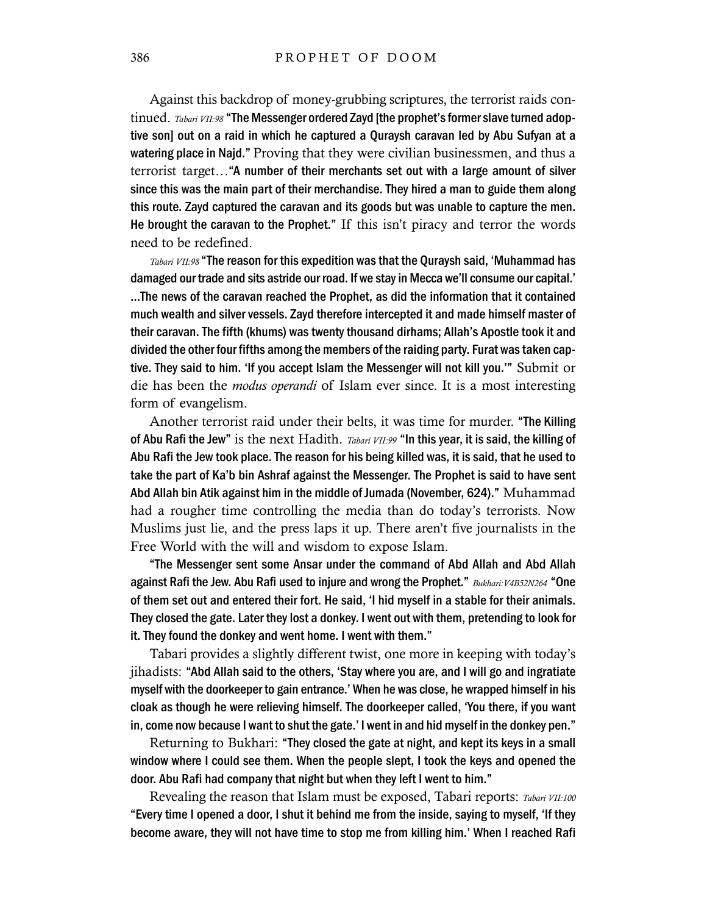Against this backdrop of money-grubbing scriptures, the terrorist raids continued. *Tabari VII:98* **"The Messenger ordered Zayd [the prophet's former slave turned adoptive son] out on a raid in which he captured a Quraysh caravan led by Abu Sufyan at a watering place in Najd."** Proving that they were civilian businessmen, and thus a terrorist target…**"A number of their merchants set out with a large amount of silver since this was the main part of their merchandise. They hired a man to guide them along this route. Zayd captured the caravan and its goods but was unable to capture the men. He brought the caravan to the Prophet."** If this isn't piracy and terror the words need to be redefined.

*Tabari VII:98* **"The reason for this expedition was that the Quraysh said, 'Muhammad has damaged our trade and sits astride our road. If we stay in Mecca we'll consume our capital.' …The news of the caravan reached the Prophet, as did the information that it contained much wealth and silver vessels. Zayd therefore intercepted it and made himself master of their caravan. The fifth (khums) was twenty thousand dirhams; Allah's Apostle took it and divided the other four fifths among the members of the raiding party. Furat was taken captive. They said to him. 'If you accept Islam the Messenger will not kill you.'"** Submit or die has been the *modus operandi* of Islam ever since. It is a most interesting form of evangelism.

Another terrorist raid under their belts, it was time for murder. **"The Killing of Abu Rafi the Jew"** is the next Hadith. *Tabari VII:99* **"In this year, it is said, the killing of Abu Rafi the Jew took place. The reason for his being killed was, it is said, that he used to take the part of Ka'b bin Ashraf against the Messenger. The Prophet is said to have sent Abd Allah bin Atik against him in the middle of Jumada (November, 624)."** Muhammad had a rougher time controlling the media than do today's terrorists. Now Muslims just lie, and the press laps it up. There aren't five journalists in the Free World with the will and wisdom to expose Islam.

**"The Messenger sent some Ansar under the command of Abd Allah and Abd Allah against Rafi the Jew. Abu Rafi used to injure and wrong the Prophet."** *Bukhari:V4B52N264* **"One of them set out and entered their fort. He said, 'I hid myself in a stable for their animals. They closed the gate. Later they lost a donkey. I went out with them, pretending to look for it. They found the donkey and went home. I went with them."**

Tabari provides a slightly different twist, one more in keeping with today's jihadists: **"Abd Allah said to the others, 'Stay where you are, and I will go and ingratiate myself with the doorkeeper to gain entrance.' When he was close, he wrapped himself in his cloak as though he were relieving himself. The doorkeeper called, 'You there, if you want in, come now because I want to shut the gate.' I went in and hid myself in the donkey pen."**

Returning to Bukhari: **"They closed the gate at night, and kept its keys in a small window where I could see them. When the people slept, I took the keys and opened the door. Abu Rafi had company that night but when they left I went to him."**

Revealing the reason that Islam must be exposed, Tabari reports: *Tabari VII:100* **"Every time I opened a door, I shut it behind me from the inside, saying to myself, 'If they become aware, they will not have time to stop me from killing him.' When I reached Rafi**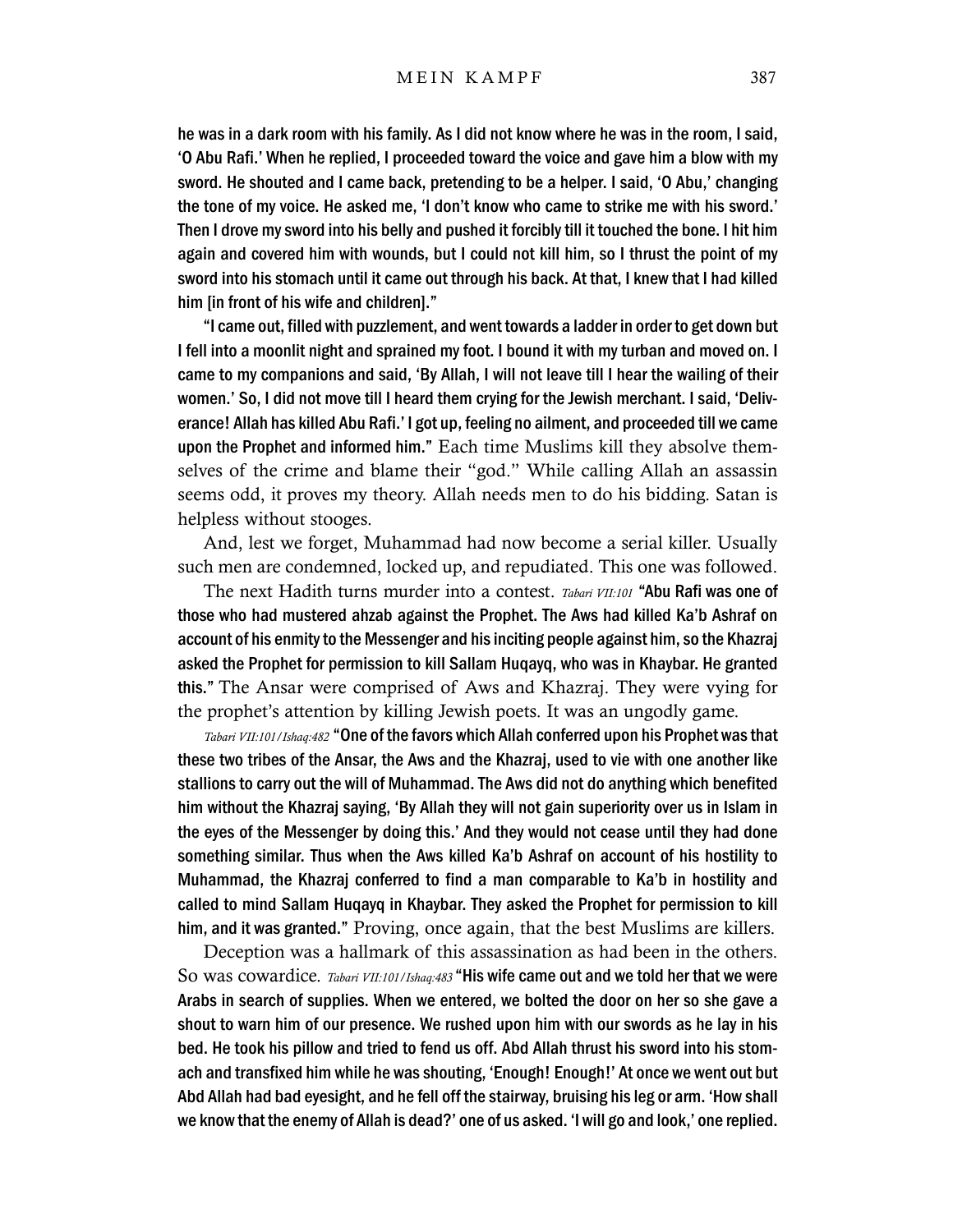he was in a dark room with his family. As I did not know where he was in the room, I said, 'O Abu Rafi.' When he replied, I proceeded toward the voice and gave him a blow with my sword. He shouted and I came back, pretending to be a helper. I said, 'O Abu,' changing the tone of my voice. He asked me, 'I don't know who came to strike me with his sword.' Then I drove my sword into his belly and pushed it forcibly till it touched the bone. I hit him again and covered him with wounds, but I could not kill him, so I thrust the point of my sword into his stomach until it came out through his back. At that, I knew that I had killed him [in front of his wife and children]."

"I came out, filled with puzzlement, and went towards a ladder in order to get down but I fell into a moonlit night and sprained my foot. I bound it with my turban and moved on. I came to my companions and said, 'By Allah, I will not leave till I hear the wailing of their women.' So, I did not move till I heard them crying for the Jewish merchant. I said, 'Deliverance! Allah has killed Abu Rafi.' I got up, feeling no ailment, and proceeded till we came upon the Prophet and informed him." Each time Muslims kill they absolve themselves of the crime and blame their "god." While calling Allah an assassin seems odd, it proves my theory. Allah needs men to do his bidding. Satan is helpless without stooges.

And, lest we forget, Muhammad had now become a serial killer. Usually such men are condemned, locked up, and repudiated. This one was followed.

The next Hadith turns murder into a contest. *Tabari VII:101* "Abu Rafi was one of those who had mustered ahzab against the Prophet. The Aws had killed Ka'b Ashraf on account of his enmity to the Messenger and his inciting people against him, so the Khazraj asked the Prophet for permission to kill Sallam Huqayq, who was in Khaybar. He granted this." The Ansar were comprised of Aws and Khazraj. They were vying for the prophet's attention by killing Jewish poets. It was an ungodly game.

*Tabari VII:101/Ishaq:482* "One of the favors which Allah conferred upon his Prophet was that these two tribes of the Ansar, the Aws and the Khazraj, used to vie with one another like stallions to carry out the will of Muhammad. The Aws did not do anything which benefited him without the Khazraj saying, 'By Allah they will not gain superiority over us in Islam in the eyes of the Messenger by doing this.' And they would not cease until they had done something similar. Thus when the Aws killed Ka'b Ashraf on account of his hostility to Muhammad, the Khazraj conferred to find a man comparable to Ka'b in hostility and called to mind Sallam Huqayq in Khaybar. They asked the Prophet for permission to kill him, and it was granted." Proving, once again, that the best Muslims are killers.

Deception was a hallmark of this assassination as had been in the others. So was cowardice. *Tabari VII:101/Ishaq:483* "His wife came out and we told her that we were Arabs in search of supplies. When we entered, we bolted the door on her so she gave a shout to warn him of our presence. We rushed upon him with our swords as he lay in his bed. He took his pillow and tried to fend us off. Abd Allah thrust his sword into his stomach and transfixed him while he was shouting, 'Enough! Enough!' At once we went out but Abd Allah had bad eyesight, and he fell off the stairway, bruising his leg or arm. 'How shall we know that the enemy of Allah is dead?' one of us asked. 'I will go and look,' one replied.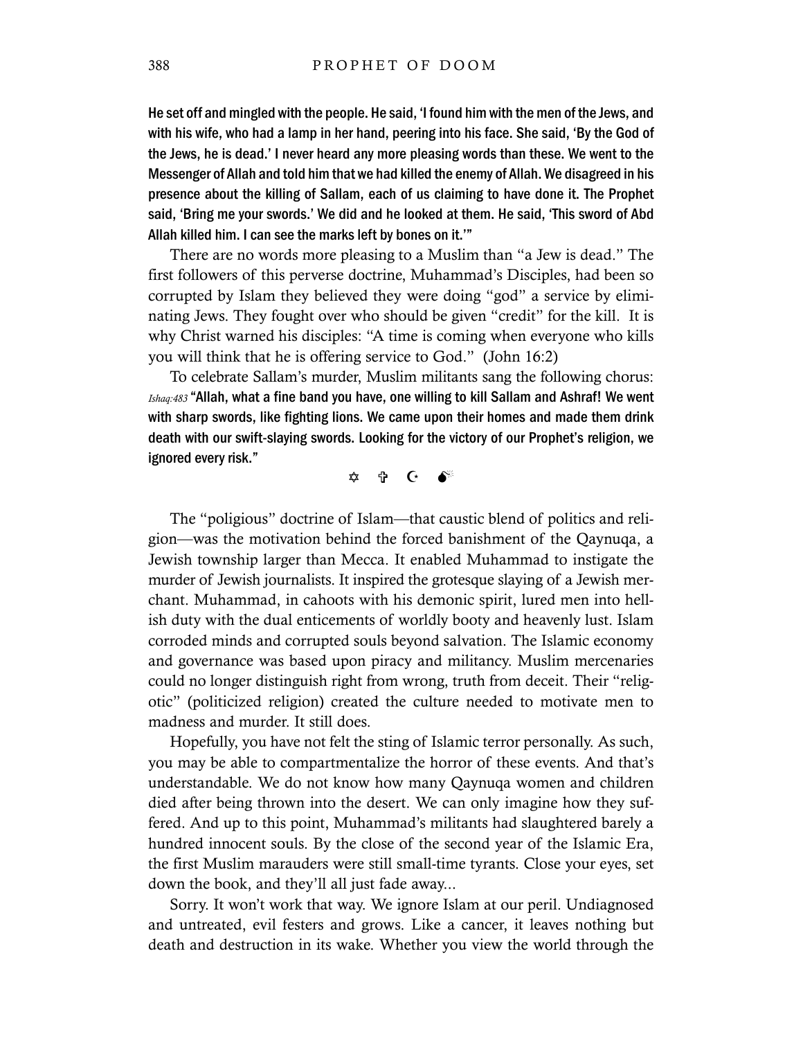**He set off and mingled with the people. He said, 'I found him with the men of the Jews, and with his wife, who had a lamp in her hand, peering into his face. She said, 'By the God of the Jews, he is dead.' I never heard any more pleasing words than these. We went to the Messenger of Allah and told him that we had killed the enemy of Allah. We disagreed in his presence about the killing of Sallam, each of us claiming to have done it. The Prophet said, 'Bring me your swords.' We did and he looked at them. He said, 'This sword of Abd Allah killed him. I can see the marks left by bones on it.'"**

There are no words more pleasing to a Muslim than "a Jew is dead." The first followers of this perverse doctrine, Muhammad's Disciples, had been so corrupted by Islam they believed they were doing "god" a service by eliminating Jews. They fought over who should be given "credit" for the kill. It is why Christ warned his disciples: "A time is coming when everyone who kills you will think that he is offering service to God." (John 16:2)

To celebrate Sallam's murder, Muslim militants sang the following chorus: *Ishaq:483* **"Allah, what a fine band you have, one willing to kill Sallam and Ashraf! We went with sharp swords, like fighting lions. We came upon their homes and made them drink death with our swift-slaying swords. Looking for the victory of our Prophet's religion, we ignored every risk."**

✡ ✞ ☪ 💣

The "poligious" doctrine of Islam—that caustic blend of politics and religion—was the motivation behind the forced banishment of the Qaynuqa, a Jewish township larger than Mecca. It enabled Muhammad to instigate the murder of Jewish journalists. It inspired the grotesque slaying of a Jewish merchant. Muhammad, in cahoots with his demonic spirit, lured men into hellish duty with the dual enticements of worldly booty and heavenly lust. Islam corroded minds and corrupted souls beyond salvation. The Islamic economy and governance was based upon piracy and militancy. Muslim mercenaries could no longer distinguish right from wrong, truth from deceit. Their "religotic" (politicized religion) created the culture needed to motivate men to madness and murder. It still does.

Hopefully, you have not felt the sting of Islamic terror personally. As such, you may be able to compartmentalize the horror of these events. And that's understandable. We do not know how many Qaynuqa women and children died after being thrown into the desert. We can only imagine how they suffered. And up to this point, Muhammad's militants had slaughtered barely a hundred innocent souls. By the close of the second year of the Islamic Era, the first Muslim marauders were still small-time tyrants. Close your eyes, set down the book, and they'll all just fade away...

Sorry. It won't work that way. We ignore Islam at our peril. Undiagnosed and untreated, evil festers and grows. Like a cancer, it leaves nothing but death and destruction in its wake. Whether you view the world through the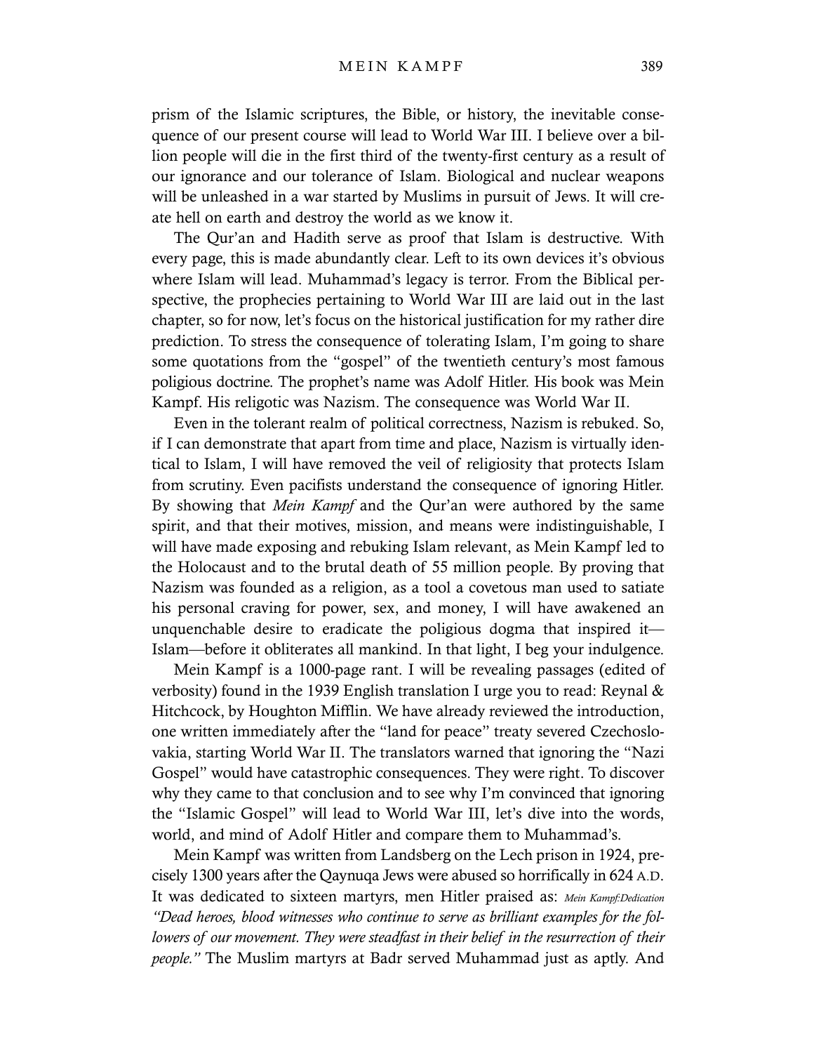prism of the Islamic scriptures, the Bible, or history, the inevitable consequence of our present course will lead to World War III. I believe over a billion people will die in the first third of the twenty-first century as a result of our ignorance and our tolerance of Islam. Biological and nuclear weapons will be unleashed in a war started by Muslims in pursuit of Jews. It will create hell on earth and destroy the world as we know it.

The Qur'an and Hadith serve as proof that Islam is destructive. With every page, this is made abundantly clear. Left to its own devices it's obvious where Islam will lead. Muhammad's legacy is terror. From the Biblical perspective, the prophecies pertaining to World War III are laid out in the last chapter, so for now, let's focus on the historical justification for my rather dire prediction. To stress the consequence of tolerating Islam, I'm going to share some quotations from the "gospel" of the twentieth century's most famous poligious doctrine. The prophet's name was Adolf Hitler. His book was Mein Kampf. His religotic was Nazism. The consequence was World War II.

Even in the tolerant realm of political correctness, Nazism is rebuked. So, if I can demonstrate that apart from time and place, Nazism is virtually identical to Islam, I will have removed the veil of religiosity that protects Islam from scrutiny. Even pacifists understand the consequence of ignoring Hitler. By showing that *Mein Kampf* and the Qur'an were authored by the same spirit, and that their motives, mission, and means were indistinguishable, I will have made exposing and rebuking Islam relevant, as Mein Kampf led to the Holocaust and to the brutal death of 55 million people. By proving that Nazism was founded as a religion, as a tool a covetous man used to satiate his personal craving for power, sex, and money, I will have awakened an unquenchable desire to eradicate the poligious dogma that inspired it—Islam—before it obliterates all mankind. In that light, I beg your indulgence.

Mein Kampf is a 1000-page rant. I will be revealing passages (edited of verbosity) found in the 1939 English translation I urge you to read: Reynal & Hitchcock, by Houghton Mifflin. We have already reviewed the introduction, one written immediately after the "land for peace" treaty severed Czechoslovakia, starting World War II. The translators warned that ignoring the "Nazi Gospel" would have catastrophic consequences. They were right. To discover why they came to that conclusion and to see why I'm convinced that ignoring the "Islamic Gospel" will lead to World War III, let's dive into the words, world, and mind of Adolf Hitler and compare them to Muhammad's.

Mein Kampf was written from Landsberg on the Lech prison in 1924, precisely 1300 years after the Qaynuqa Jews were abused so horrifically in 624 A.D. It was dedicated to sixteen martyrs, men Hitler praised as: *Mein Kampf:Dedication "Dead heroes, blood witnesses who continue to serve as brilliant examples for the followers of our movement. They were steadfast in their belief in the resurrection of their people."* The Muslim martyrs at Badr served Muhammad just as aptly. And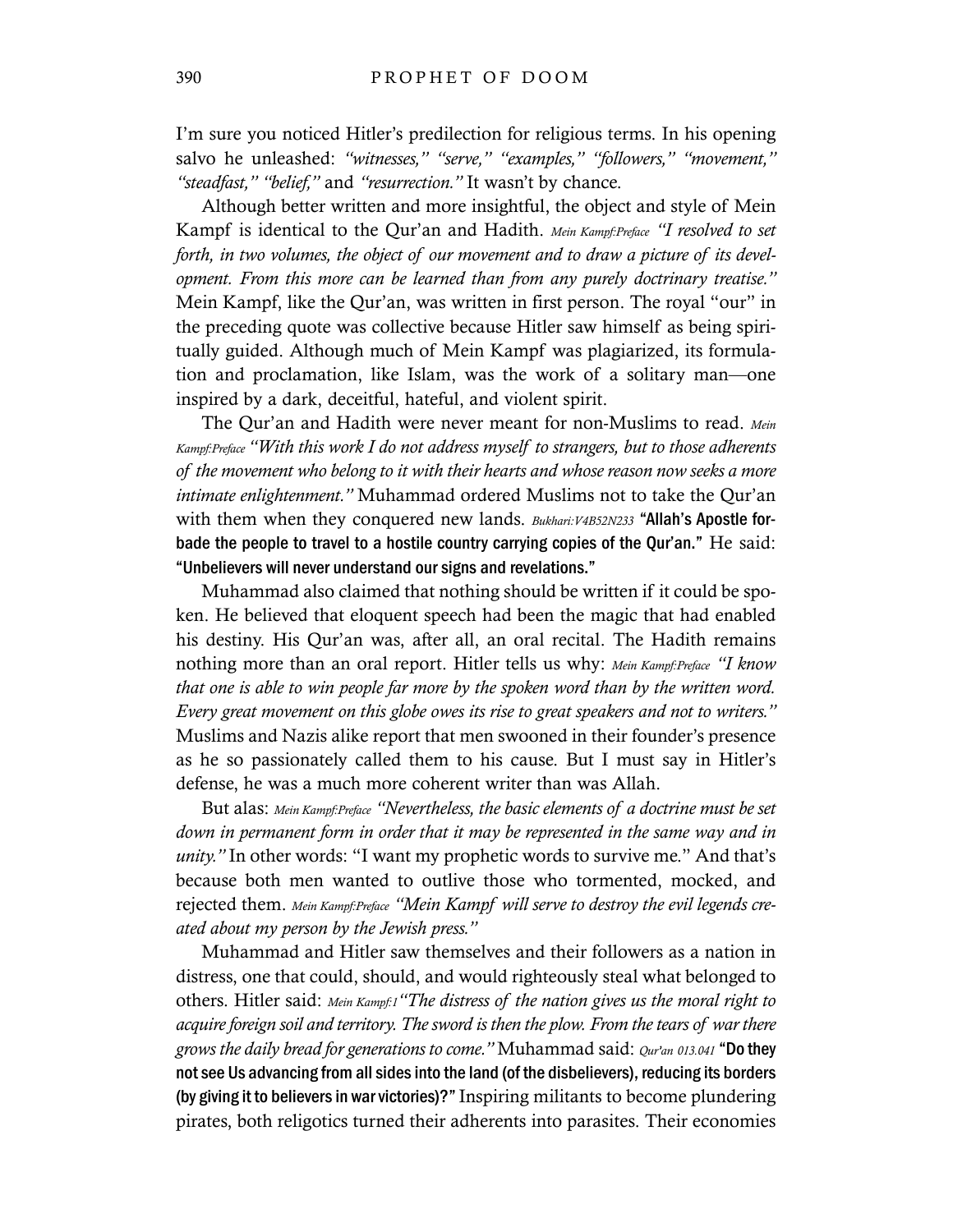I'm sure you noticed Hitler's predilection for religious terms. In his opening salvo he unleashed: *"witnesses," "serve," "examples," "followers," "movement," "steadfast," "belief,"* and *"resurrection."* It wasn't by chance.

Although better written and more insightful, the object and style of Mein Kampf is identical to the Qur'an and Hadith. *Mein Kampf:Preface* *"I resolved to set forth, in two volumes, the object of our movement and to draw a picture of its development. From this more can be learned than from any purely doctrinary treatise."* Mein Kampf, like the Qur'an, was written in first person. The royal "our" in the preceding quote was collective because Hitler saw himself as being spiritually guided. Although much of Mein Kampf was plagiarized, its formulation and proclamation, like Islam, was the work of a solitary man—one inspired by a dark, deceitful, hateful, and violent spirit.

The Qur'an and Hadith were never meant for non-Muslims to read. *Mein Kampf:Preface* *"With this work I do not address myself to strangers, but to those adherents of the movement who belong to it with their hearts and whose reason now seeks a more intimate enlightenment."* Muhammad ordered Muslims not to take the Qur'an with them when they conquered new lands. *Bukhari:V4B52N233* **"Allah's Apostle forbade the people to travel to a hostile country carrying copies of the Qur'an."** He said: **"Unbelievers will never understand our signs and revelations."**

Muhammad also claimed that nothing should be written if it could be spoken. He believed that eloquent speech had been the magic that had enabled his destiny. His Qur'an was, after all, an oral recital. The Hadith remains nothing more than an oral report. Hitler tells us why: *Mein Kampf:Preface* *"I know that one is able to win people far more by the spoken word than by the written word. Every great movement on this globe owes its rise to great speakers and not to writers."* Muslims and Nazis alike report that men swooned in their founder's presence as he so passionately called them to his cause. But I must say in Hitler's defense, he was a much more coherent writer than was Allah.

But alas: *Mein Kampf:Preface* *"Nevertheless, the basic elements of a doctrine must be set down in permanent form in order that it may be represented in the same way and in unity."* In other words: "I want my prophetic words to survive me." And that's because both men wanted to outlive those who tormented, mocked, and rejected them. *Mein Kampf:Preface* *"Mein Kampf will serve to destroy the evil legends created about my person by the Jewish press."*

Muhammad and Hitler saw themselves and their followers as a nation in distress, one that could, should, and would righteously steal what belonged to others. Hitler said: *Mein Kampf:1* *"The distress of the nation gives us the moral right to acquire foreign soil and territory. The sword is then the plow. From the tears of war there grows the daily bread for generations to come."* Muhammad said: *Qur'an 013.041* **"Do they not see Us advancing from all sides into the land (of the disbelievers), reducing its borders (by giving it to believers in war victories)?"** Inspiring militants to become plundering pirates, both religotics turned their adherents into parasites. Their economies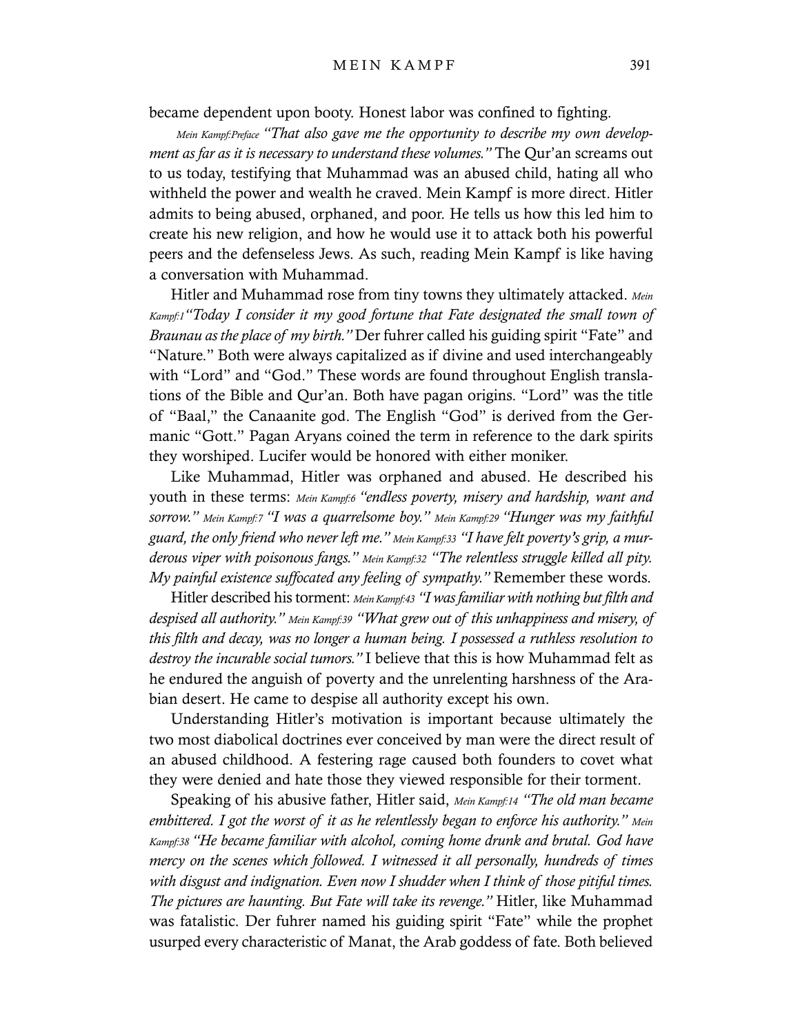became dependent upon booty. Honest labor was confined to fighting.

Mein Kampf:Preface *"That also gave me the opportunity to describe my own development as far as it is necessary to understand these volumes."* The Qur'an screams out to us today, testifying that Muhammad was an abused child, hating all who withheld the power and wealth he craved. Mein Kampf is more direct. Hitler admits to being abused, orphaned, and poor. He tells us how this led him to create his new religion, and how he would use it to attack both his powerful peers and the defenseless Jews. As such, reading Mein Kampf is like having a conversation with Muhammad.

Hitler and Muhammad rose from tiny towns they ultimately attacked. Mein Kampf:1 *"Today I consider it my good fortune that Fate designated the small town of Braunau as the place of my birth."* Der fuhrer called his guiding spirit "Fate" and "Nature." Both were always capitalized as if divine and used interchangeably with "Lord" and "God." These words are found throughout English translations of the Bible and Qur'an. Both have pagan origins. "Lord" was the title of "Baal," the Canaanite god. The English "God" is derived from the Germanic "Gott." Pagan Aryans coined the term in reference to the dark spirits they worshiped. Lucifer would be honored with either moniker.

Like Muhammad, Hitler was orphaned and abused. He described his youth in these terms: Mein Kampf:6 *"endless poverty, misery and hardship, want and sorrow."* Mein Kampf:7 *"I was a quarrelsome boy."* Mein Kampf:29 *"Hunger was my faithful guard, the only friend who never left me."* Mein Kampf:33 *"I have felt poverty's grip, a murderous viper with poisonous fangs."* Mein Kampf:32 *"The relentless struggle killed all pity. My painful existence suffocated any feeling of sympathy."* Remember these words.

Hitler described his torment: Mein Kampf:43 *"I was familiar with nothing but filth and despised all authority."* Mein Kampf:39 *"What grew out of this unhappiness and misery, of this filth and decay, was no longer a human being. I possessed a ruthless resolution to destroy the incurable social tumors."* I believe that this is how Muhammad felt as he endured the anguish of poverty and the unrelenting harshness of the Arabian desert. He came to despise all authority except his own.

Understanding Hitler's motivation is important because ultimately the two most diabolical doctrines ever conceived by man were the direct result of an abused childhood. A festering rage caused both founders to covet what they were denied and hate those they viewed responsible for their torment.

Speaking of his abusive father, Hitler said, Mein Kampf:14 *"The old man became embittered. I got the worst of it as he relentlessly began to enforce his authority."* Mein Kampf:38 *"He became familiar with alcohol, coming home drunk and brutal. God have mercy on the scenes which followed. I witnessed it all personally, hundreds of times with disgust and indignation. Even now I shudder when I think of those pitiful times. The pictures are haunting. But Fate will take its revenge."* Hitler, like Muhammad was fatalistic. Der fuhrer named his guiding spirit "Fate" while the prophet usurped every characteristic of Manat, the Arab goddess of fate. Both believed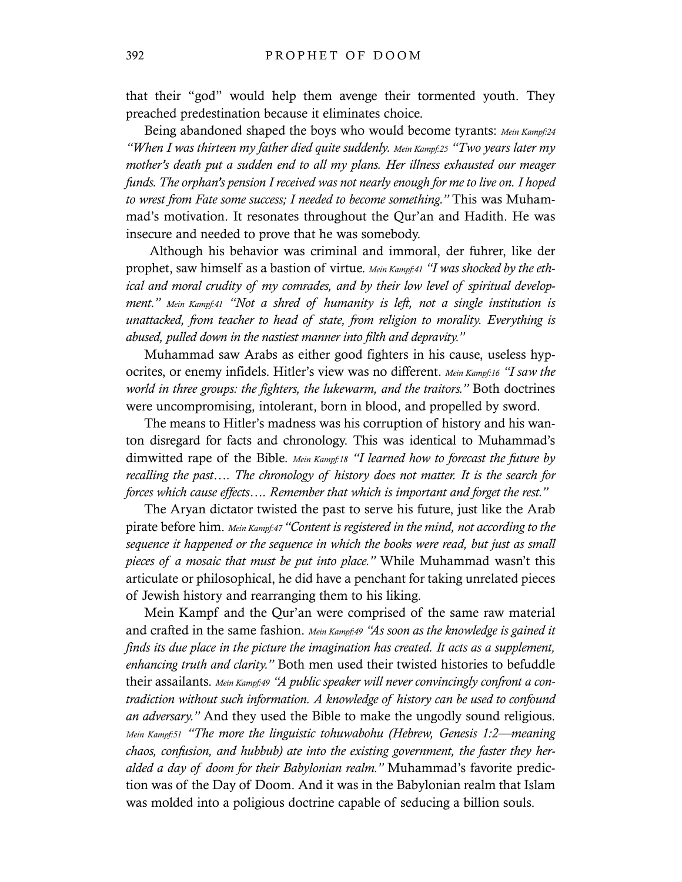that their "god" would help them avenge their tormented youth. They preached predestination because it eliminates choice.

Being abandoned shaped the boys who would become tyrants: *Mein Kampf:24 "When I was thirteen my father died quite suddenly. Mein Kampf:25 "Two years later my mother's death put a sudden end to all my plans. Her illness exhausted our meager funds. The orphan's pension I received was not nearly enough for me to live on. I hoped to wrest from Fate some success; I needed to become something."* This was Muhammad's motivation. It resonates throughout the Qur'an and Hadith. He was insecure and needed to prove that he was somebody.

Although his behavior was criminal and immoral, der fuhrer, like der prophet, saw himself as a bastion of virtue. *Mein Kampf:41 "I was shocked by the ethical and moral crudity of my comrades, and by their low level of spiritual development." Mein Kampf:41 "Not a shred of humanity is left, not a single institution is unattacked, from teacher to head of state, from religion to morality. Everything is abused, pulled down in the nastiest manner into filth and depravity."*

Muhammad saw Arabs as either good fighters in his cause, useless hypocrites, or enemy infidels. Hitler's view was no different. *Mein Kampf:16 "I saw the world in three groups: the fighters, the lukewarm, and the traitors."* Both doctrines were uncompromising, intolerant, born in blood, and propelled by sword.

The means to Hitler's madness was his corruption of history and his wanton disregard for facts and chronology. This was identical to Muhammad's dimwitted rape of the Bible. *Mein Kampf:18 "I learned how to forecast the future by recalling the past…. The chronology of history does not matter. It is the search for forces which cause effects…. Remember that which is important and forget the rest."*

The Aryan dictator twisted the past to serve his future, just like the Arab pirate before him. *Mein Kampf:47 "Content is registered in the mind, not according to the sequence it happened or the sequence in which the books were read, but just as small pieces of a mosaic that must be put into place."* While Muhammad wasn't this articulate or philosophical, he did have a penchant for taking unrelated pieces of Jewish history and rearranging them to his liking.

Mein Kampf and the Qur'an were comprised of the same raw material and crafted in the same fashion. *Mein Kampf:49 "As soon as the knowledge is gained it finds its due place in the picture the imagination has created. It acts as a supplement, enhancing truth and clarity."* Both men used their twisted histories to befuddle their assailants. *Mein Kampf:49 "A public speaker will never convincingly confront a contradiction without such information. A knowledge of history can be used to confound an adversary."* And they used the Bible to make the ungodly sound religious. *Mein Kampf:51 "The more the linguistic tohuwabohu (Hebrew, Genesis 1:2—meaning chaos, confusion, and hubbub) ate into the existing government, the faster they heralded a day of doom for their Babylonian realm."* Muhammad's favorite prediction was of the Day of Doom. And it was in the Babylonian realm that Islam was molded into a poligious doctrine capable of seducing a billion souls.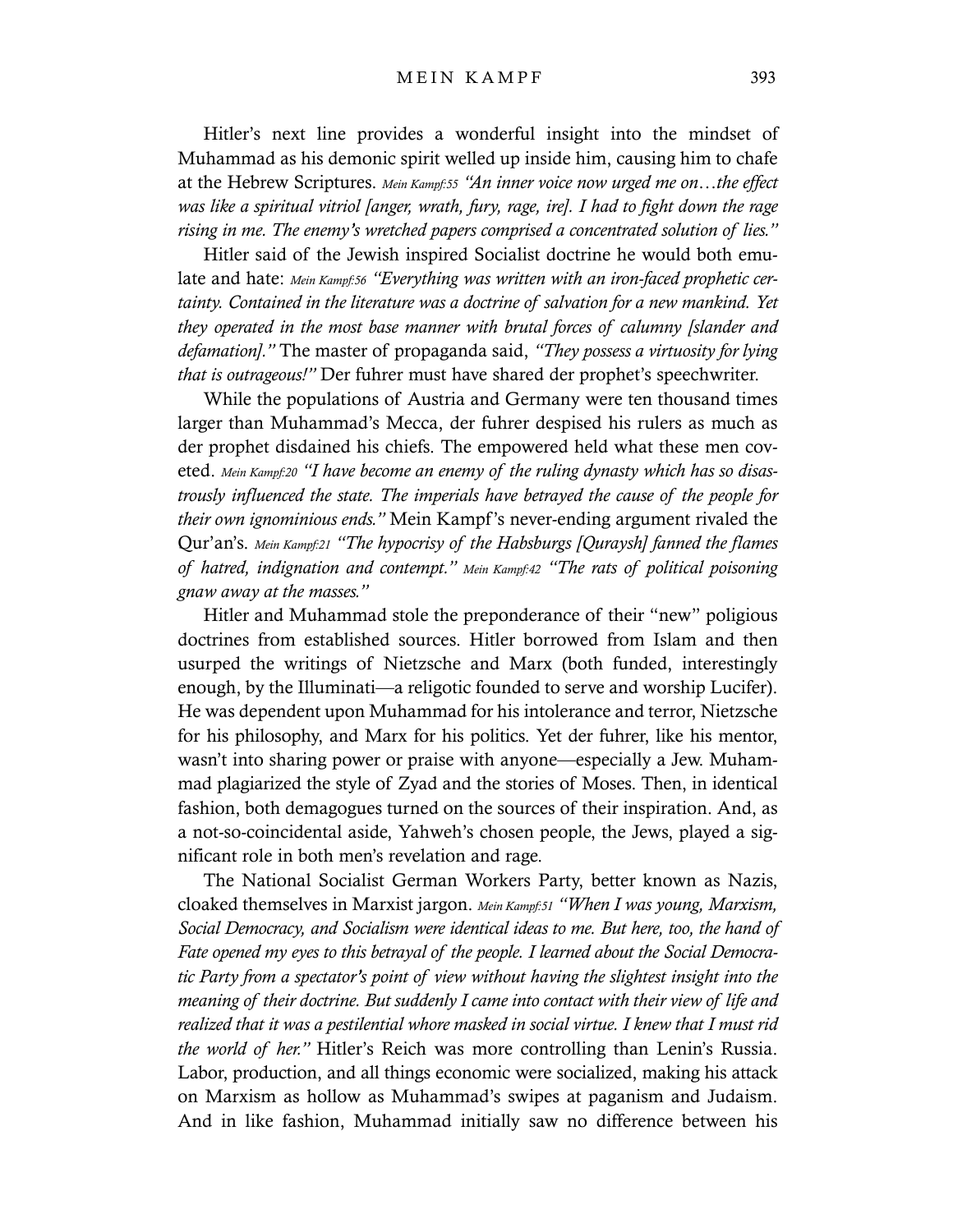Hitler's next line provides a wonderful insight into the mindset of Muhammad as his demonic spirit welled up inside him, causing him to chafe at the Hebrew Scriptures. Mein Kampf:55 *"An inner voice now urged me on…the effect was like a spiritual vitriol [anger, wrath, fury, rage, ire]. I had to fight down the rage rising in me. The enemy's wretched papers comprised a concentrated solution of lies."*

Hitler said of the Jewish inspired Socialist doctrine he would both emulate and hate: Mein Kampf:56 *"Everything was written with an iron-faced prophetic certainty. Contained in the literature was a doctrine of salvation for a new mankind. Yet they operated in the most base manner with brutal forces of calumny [slander and defamation]."* The master of propaganda said, *"They possess a virtuosity for lying that is outrageous!"* Der fuhrer must have shared der prophet's speechwriter.

While the populations of Austria and Germany were ten thousand times larger than Muhammad's Mecca, der fuhrer despised his rulers as much as der prophet disdained his chiefs. The empowered held what these men coveted. Mein Kampf:20 *"I have become an enemy of the ruling dynasty which has so disastrously influenced the state. The imperials have betrayed the cause of the people for their own ignominious ends."* Mein Kampf's never-ending argument rivaled the Qur'an's. Mein Kampf:21 *"The hypocrisy of the Habsburgs [Quraysh] fanned the flames of hatred, indignation and contempt."* Mein Kampf:42 *"The rats of political poisoning gnaw away at the masses."*

Hitler and Muhammad stole the preponderance of their "new" poligious doctrines from established sources. Hitler borrowed from Islam and then usurped the writings of Nietzsche and Marx (both funded, interestingly enough, by the Illuminati—a religotic founded to serve and worship Lucifer). He was dependent upon Muhammad for his intolerance and terror, Nietzsche for his philosophy, and Marx for his politics. Yet der fuhrer, like his mentor, wasn't into sharing power or praise with anyone—especially a Jew. Muhammad plagiarized the style of Zyad and the stories of Moses. Then, in identical fashion, both demagogues turned on the sources of their inspiration. And, as a not-so-coincidental aside, Yahweh's chosen people, the Jews, played a significant role in both men's revelation and rage.

The National Socialist German Workers Party, better known as Nazis, cloaked themselves in Marxist jargon. Mein Kampf:51 *"When I was young, Marxism, Social Democracy, and Socialism were identical ideas to me. But here, too, the hand of Fate opened my eyes to this betrayal of the people. I learned about the Social Democratic Party from a spectator's point of view without having the slightest insight into the meaning of their doctrine. But suddenly I came into contact with their view of life and realized that it was a pestilential whore masked in social virtue. I knew that I must rid the world of her."* Hitler's Reich was more controlling than Lenin's Russia. Labor, production, and all things economic were socialized, making his attack on Marxism as hollow as Muhammad's swipes at paganism and Judaism. And in like fashion, Muhammad initially saw no difference between his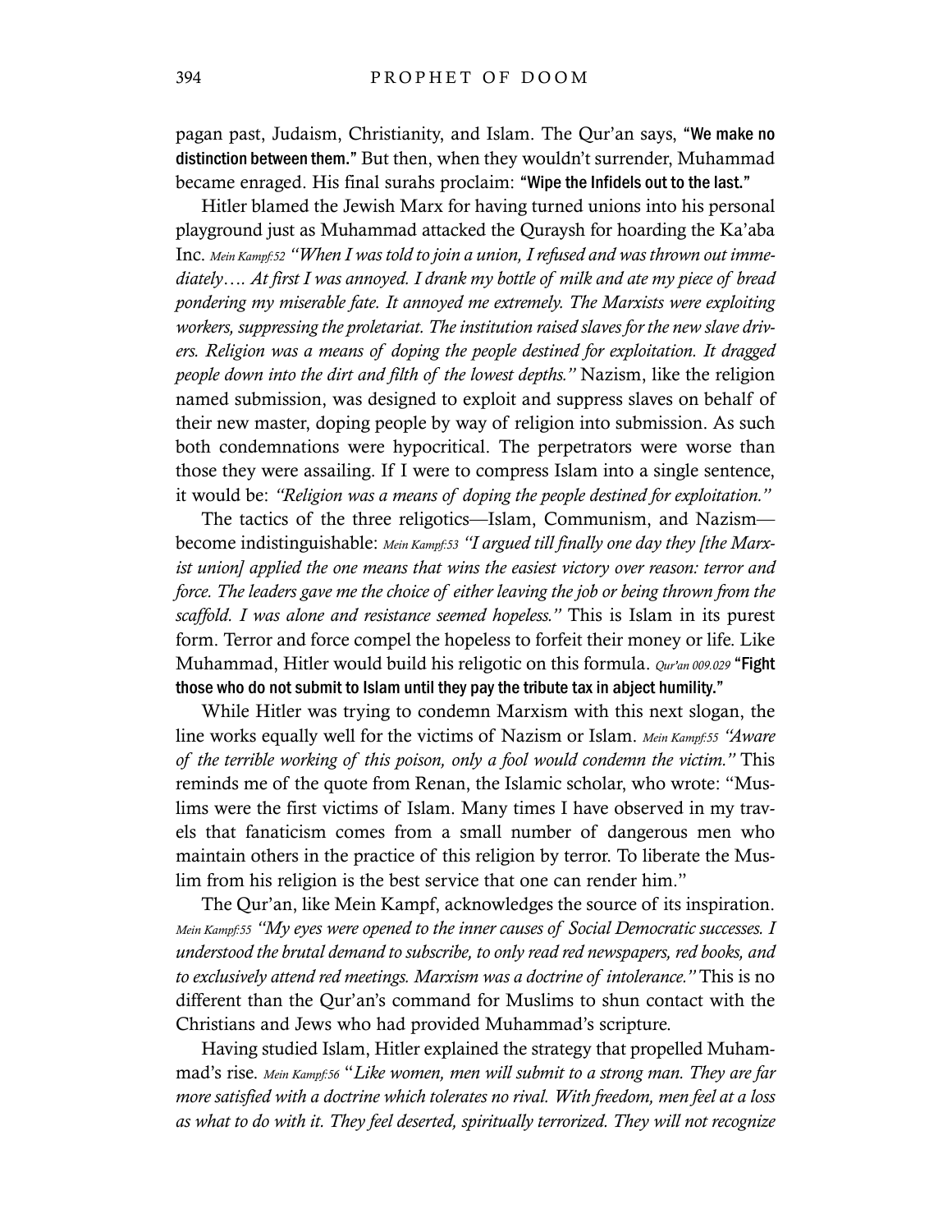pagan past, Judaism, Christianity, and Islam. The Qur'an says, **"We make no distinction between them."** But then, when they wouldn't surrender, Muhammad became enraged. His final surahs proclaim: **"Wipe the Infidels out to the last."**

Hitler blamed the Jewish Marx for having turned unions into his personal playground just as Muhammad attacked the Quraysh for hoarding the Ka'aba Inc. *Mein Kampf:52 "When I was told to join a union, I refused and was thrown out immediately…. At first I was annoyed. I drank my bottle of milk and ate my piece of bread pondering my miserable fate. It annoyed me extremely. The Marxists were exploiting workers, suppressing the proletariat. The institution raised slaves for the new slave drivers. Religion was a means of doping the people destined for exploitation. It dragged people down into the dirt and filth of the lowest depths."* Nazism, like the religion named submission, was designed to exploit and suppress slaves on behalf of their new master, doping people by way of religion into submission. As such both condemnations were hypocritical. The perpetrators were worse than those they were assailing. If I were to compress Islam into a single sentence, it would be: *"Religion was a means of doping the people destined for exploitation."*

The tactics of the three religotics—Islam, Communism, and Nazism—become indistinguishable: *Mein Kampf:53 "I argued till finally one day they [the Marxist union] applied the one means that wins the easiest victory over reason: terror and force. The leaders gave me the choice of either leaving the job or being thrown from the scaffold. I was alone and resistance seemed hopeless."* This is Islam in its purest form. Terror and force compel the hopeless to forfeit their money or life. Like Muhammad, Hitler would build his religotic on this formula. *Qur'an 009.029* **"Fight those who do not submit to Islam until they pay the tribute tax in abject humility."**

While Hitler was trying to condemn Marxism with this next slogan, the line works equally well for the victims of Nazism or Islam. *Mein Kampf:55 "Aware of the terrible working of this poison, only a fool would condemn the victim."* This reminds me of the quote from Renan, the Islamic scholar, who wrote: "Muslims were the first victims of Islam. Many times I have observed in my travels that fanaticism comes from a small number of dangerous men who maintain others in the practice of this religion by terror. To liberate the Muslim from his religion is the best service that one can render him."

The Qur'an, like Mein Kampf, acknowledges the source of its inspiration. *Mein Kampf:55 "My eyes were opened to the inner causes of Social Democratic successes. I understood the brutal demand to subscribe, to only read red newspapers, red books, and to exclusively attend red meetings. Marxism was a doctrine of intolerance."* This is no different than the Qur'an's command for Muslims to shun contact with the Christians and Jews who had provided Muhammad's scripture.

Having studied Islam, Hitler explained the strategy that propelled Muhammad's rise. *Mein Kampf:56 "Like women, men will submit to a strong man. They are far more satisfied with a doctrine which tolerates no rival. With freedom, men feel at a loss as what to do with it. They feel deserted, spiritually terrorized. They will not recognize*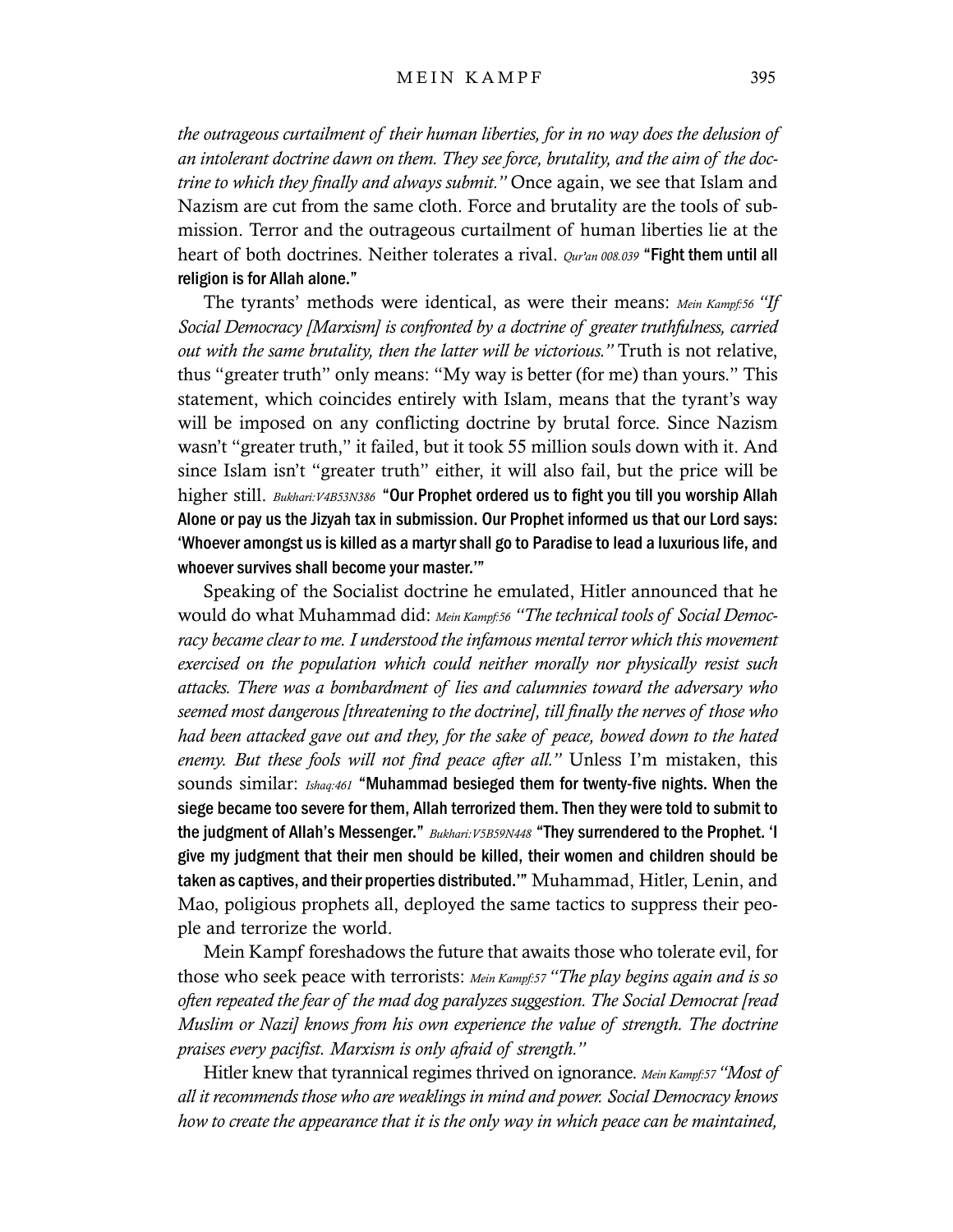*the outrageous curtailment of their human liberties, for in no way does the delusion of an intolerant doctrine dawn on them. They see force, brutality, and the aim of the doctrine to which they finally and always submit."* Once again, we see that Islam and Nazism are cut from the same cloth. Force and brutality are the tools of submission. Terror and the outrageous curtailment of human liberties lie at the heart of both doctrines. Neither tolerates a rival. *Qur'an 008.039* **"Fight them until all religion is for Allah alone."**

The tyrants' methods were identical, as were their means: *Mein Kampf:56 "If Social Democracy [Marxism] is confronted by a doctrine of greater truthfulness, carried out with the same brutality, then the latter will be victorious."* Truth is not relative, thus "greater truth" only means: "My way is better (for me) than yours." This statement, which coincides entirely with Islam, means that the tyrant's way will be imposed on any conflicting doctrine by brutal force. Since Nazism wasn't "greater truth," it failed, but it took 55 million souls down with it. And since Islam isn't "greater truth" either, it will also fail, but the price will be higher still. *Bukhari:V4B53N386* **"Our Prophet ordered us to fight you till you worship Allah Alone or pay us the Jizyah tax in submission. Our Prophet informed us that our Lord says: 'Whoever amongst us is killed as a martyr shall go to Paradise to lead a luxurious life, and whoever survives shall become your master.'"**

Speaking of the Socialist doctrine he emulated, Hitler announced that he would do what Muhammad did: *Mein Kampf:56 "The technical tools of Social Democracy became clear to me. I understood the infamous mental terror which this movement exercised on the population which could neither morally nor physically resist such attacks. There was a bombardment of lies and calumnies toward the adversary who seemed most dangerous [threatening to the doctrine], till finally the nerves of those who had been attacked gave out and they, for the sake of peace, bowed down to the hated enemy. But these fools will not find peace after all."* Unless I'm mistaken, this sounds similar: *Ishaq:461* **"Muhammad besieged them for twenty-five nights. When the siege became too severe for them, Allah terrorized them. Then they were told to submit to the judgment of Allah's Messenger."** *Bukhari:V5B59N448* **"They surrendered to the Prophet. 'I give my judgment that their men should be killed, their women and children should be taken as captives, and their properties distributed.'"** Muhammad, Hitler, Lenin, and Mao, poligious prophets all, deployed the same tactics to suppress their people and terrorize the world.

Mein Kampf foreshadows the future that awaits those who tolerate evil, for those who seek peace with terrorists: *Mein Kampf:57 "The play begins again and is so often repeated the fear of the mad dog paralyzes suggestion. The Social Democrat [read Muslim or Nazi] knows from his own experience the value of strength. The doctrine praises every pacifist. Marxism is only afraid of strength."*

Hitler knew that tyrannical regimes thrived on ignorance. *Mein Kampf:57 "Most of all it recommends those who are weaklings in mind and power. Social Democracy knows how to create the appearance that it is the only way in which peace can be maintained,*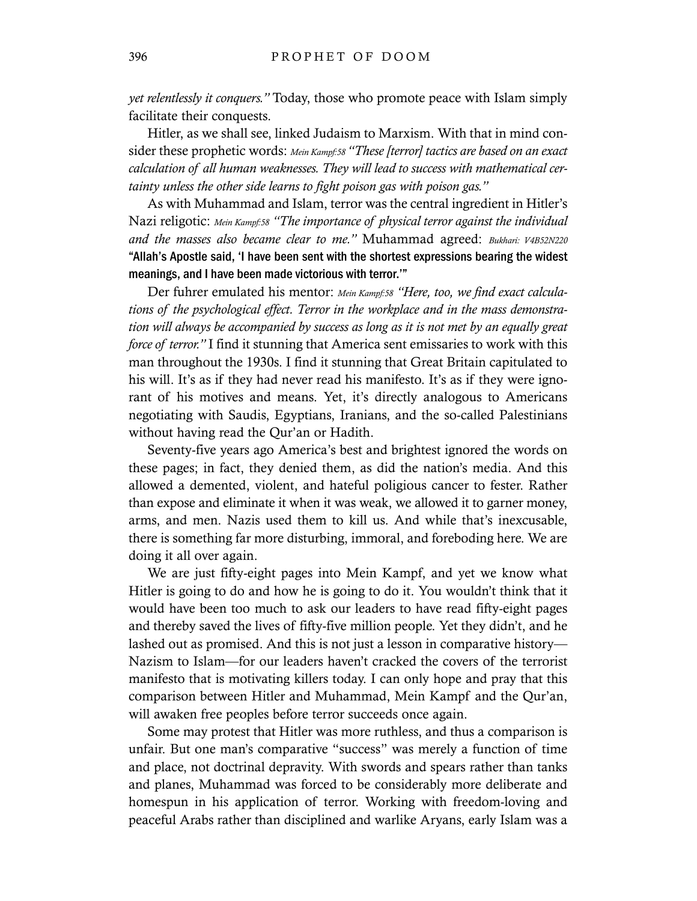*yet relentlessly it conquers."* Today, those who promote peace with Islam simply facilitate their conquests.

Hitler, as we shall see, linked Judaism to Marxism. With that in mind consider these prophetic words: *Mein Kampf:58 "These [terror] tactics are based on an exact calculation of all human weaknesses. They will lead to success with mathematical certainty unless the other side learns to fight poison gas with poison gas."*

As with Muhammad and Islam, terror was the central ingredient in Hitler's Nazi religotic: *Mein Kampf:58 "The importance of physical terror against the individual and the masses also became clear to me."* Muhammad agreed: *Bukhari: V4B52N220* **"Allah's Apostle said, 'I have been sent with the shortest expressions bearing the widest meanings, and I have been made victorious with terror.'"**

Der fuhrer emulated his mentor: *Mein Kampf:58 "Here, too, we find exact calculations of the psychological effect. Terror in the workplace and in the mass demonstration will always be accompanied by success as long as it is not met by an equally great force of terror."* I find it stunning that America sent emissaries to work with this man throughout the 1930s. I find it stunning that Great Britain capitulated to his will. It's as if they had never read his manifesto. It's as if they were ignorant of his motives and means. Yet, it's directly analogous to Americans negotiating with Saudis, Egyptians, Iranians, and the so-called Palestinians without having read the Qur'an or Hadith.

Seventy-five years ago America's best and brightest ignored the words on these pages; in fact, they denied them, as did the nation's media. And this allowed a demented, violent, and hateful poligious cancer to fester. Rather than expose and eliminate it when it was weak, we allowed it to garner money, arms, and men. Nazis used them to kill us. And while that's inexcusable, there is something far more disturbing, immoral, and foreboding here. We are doing it all over again.

We are just fifty-eight pages into Mein Kampf, and yet we know what Hitler is going to do and how he is going to do it. You wouldn't think that it would have been too much to ask our leaders to have read fifty-eight pages and thereby saved the lives of fifty-five million people. Yet they didn't, and he lashed out as promised. And this is not just a lesson in comparative history—Nazism to Islam—for our leaders haven't cracked the covers of the terrorist manifesto that is motivating killers today. I can only hope and pray that this comparison between Hitler and Muhammad, Mein Kampf and the Qur'an, will awaken free peoples before terror succeeds once again.

Some may protest that Hitler was more ruthless, and thus a comparison is unfair. But one man's comparative "success" was merely a function of time and place, not doctrinal depravity. With swords and spears rather than tanks and planes, Muhammad was forced to be considerably more deliberate and homespun in his application of terror. Working with freedom-loving and peaceful Arabs rather than disciplined and warlike Aryans, early Islam was a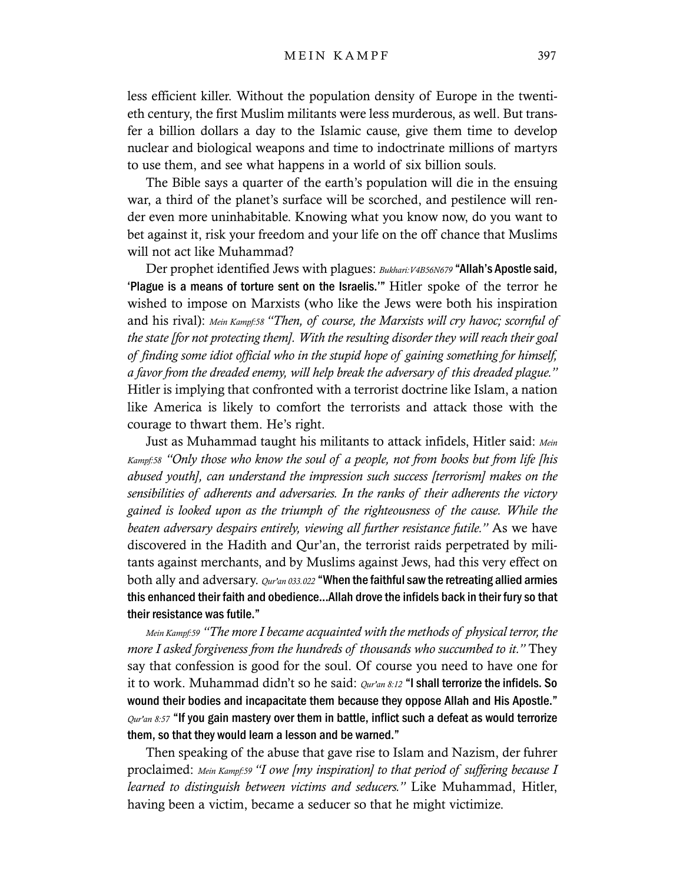less efficient killer. Without the population density of Europe in the twentieth century, the first Muslim militants were less murderous, as well. But transfer a billion dollars a day to the Islamic cause, give them time to develop nuclear and biological weapons and time to indoctrinate millions of martyrs to use them, and see what happens in a world of six billion souls.

The Bible says a quarter of the earth's population will die in the ensuing war, a third of the planet's surface will be scorched, and pestilence will render even more uninhabitable. Knowing what you know now, do you want to bet against it, risk your freedom and your life on the off chance that Muslims will not act like Muhammad?

Der prophet identified Jews with plagues: *Bukhari:V4B56N679* **"Allah's Apostle said, 'Plague is a means of torture sent on the Israelis.'"** Hitler spoke of the terror he wished to impose on Marxists (who like the Jews were both his inspiration and his rival): *Mein Kampf:58 "Then, of course, the Marxists will cry havoc; scornful of the state [for not protecting them]. With the resulting disorder they will reach their goal of finding some idiot official who in the stupid hope of gaining something for himself, a favor from the dreaded enemy, will help break the adversary of this dreaded plague."* Hitler is implying that confronted with a terrorist doctrine like Islam, a nation like America is likely to comfort the terrorists and attack those with the courage to thwart them. He's right.

Just as Muhammad taught his militants to attack infidels, Hitler said: *Mein Kampf:58 "Only those who know the soul of a people, not from books but from life [his abused youth], can understand the impression such success [terrorism] makes on the sensibilities of adherents and adversaries. In the ranks of their adherents the victory gained is looked upon as the triumph of the righteousness of the cause. While the beaten adversary despairs entirely, viewing all further resistance futile."* As we have discovered in the Hadith and Qur'an, the terrorist raids perpetrated by militants against merchants, and by Muslims against Jews, had this very effect on both ally and adversary. *Qur'an 033.022* **"When the faithful saw the retreating allied armies this enhanced their faith and obedience...Allah drove the infidels back in their fury so that their resistance was futile."**

*Mein Kampf:59 "The more I became acquainted with the methods of physical terror, the more I asked forgiveness from the hundreds of thousands who succumbed to it."* They say that confession is good for the soul. Of course you need to have one for it to work. Muhammad didn't so he said: *Qur'an 8:12* **"I shall terrorize the infidels. So wound their bodies and incapacitate them because they oppose Allah and His Apostle."** *Qur'an 8:57* **"If you gain mastery over them in battle, inflict such a defeat as would terrorize them, so that they would learn a lesson and be warned."**

Then speaking of the abuse that gave rise to Islam and Nazism, der fuhrer proclaimed: *Mein Kampf:59 "I owe [my inspiration] to that period of suffering because I learned to distinguish between victims and seducers."* Like Muhammad, Hitler, having been a victim, became a seducer so that he might victimize.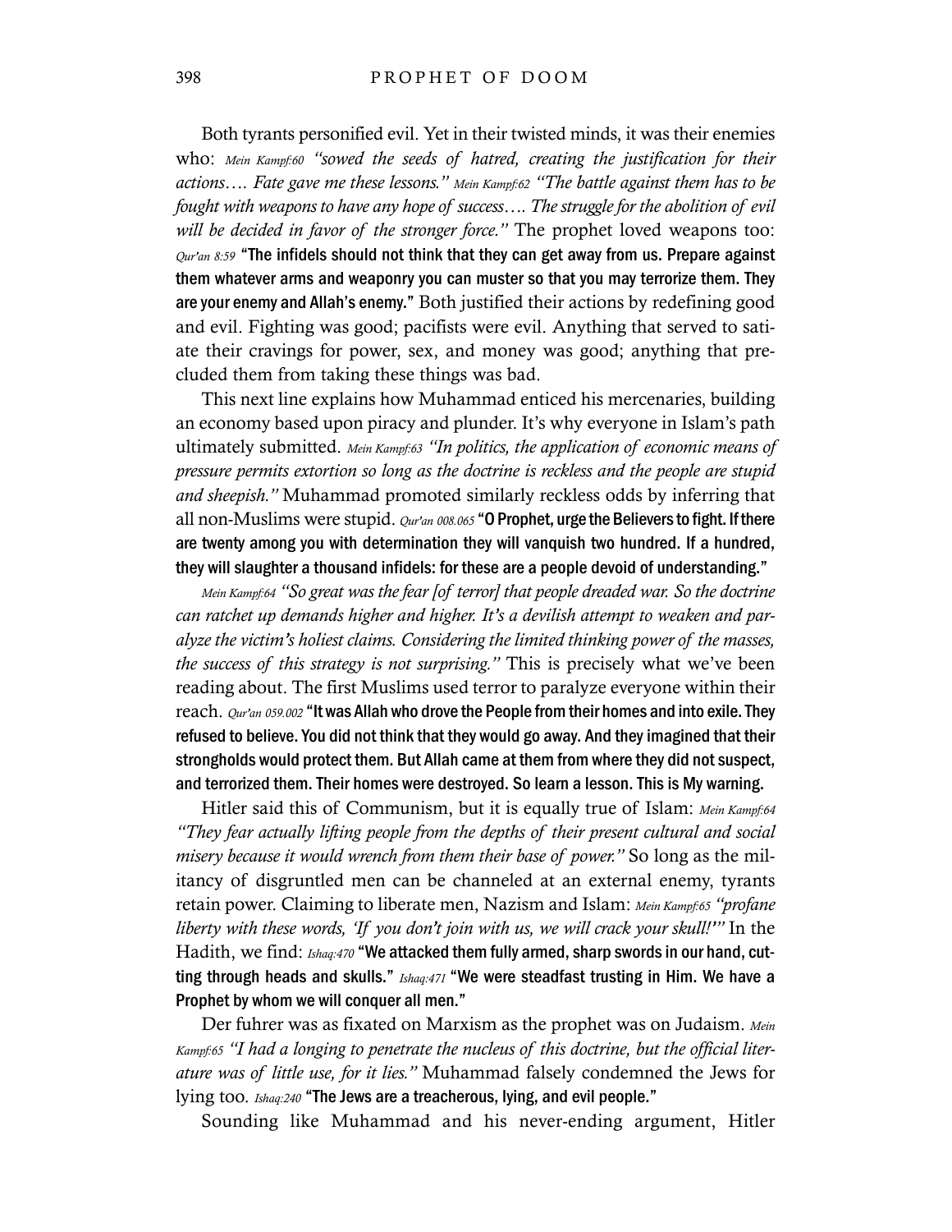Both tyrants personified evil. Yet in their twisted minds, it was their enemies who: *Mein Kampf:60 "sowed the seeds of hatred, creating the justification for their actions…. Fate gave me these lessons." Mein Kampf:62 "The battle against them has to be fought with weapons to have any hope of success…. The struggle for the abolition of evil will be decided in favor of the stronger force."* The prophet loved weapons too: *Qur'an 8:59* **"The infidels should not think that they can get away from us. Prepare against them whatever arms and weaponry you can muster so that you may terrorize them. They are your enemy and Allah's enemy."** Both justified their actions by redefining good and evil. Fighting was good; pacifists were evil. Anything that served to satiate their cravings for power, sex, and money was good; anything that precluded them from taking these things was bad.

This next line explains how Muhammad enticed his mercenaries, building an economy based upon piracy and plunder. It's why everyone in Islam's path ultimately submitted. *Mein Kampf:63 "In politics, the application of economic means of pressure permits extortion so long as the doctrine is reckless and the people are stupid and sheepish."* Muhammad promoted similarly reckless odds by inferring that all non-Muslims were stupid. *Qur'an 008.065* **"O Prophet, urge the Believers to fight. If there are twenty among you with determination they will vanquish two hundred. If a hundred, they will slaughter a thousand infidels: for these are a people devoid of understanding."**

*Mein Kampf:64 "So great was the fear [of terror] that people dreaded war. So the doctrine can ratchet up demands higher and higher. It's a devilish attempt to weaken and paralyze the victim's holiest claims. Considering the limited thinking power of the masses, the success of this strategy is not surprising."* This is precisely what we've been reading about. The first Muslims used terror to paralyze everyone within their reach. *Qur'an 059.002* **"It was Allah who drove the People from their homes and into exile. They refused to believe. You did not think that they would go away. And they imagined that their strongholds would protect them. But Allah came at them from where they did not suspect, and terrorized them. Their homes were destroyed. So learn a lesson. This is My warning.**

Hitler said this of Communism, but it is equally true of Islam: *Mein Kampf:64 "They fear actually lifting people from the depths of their present cultural and social misery because it would wrench from them their base of power."* So long as the militancy of disgruntled men can be channeled at an external enemy, tyrants retain power. Claiming to liberate men, Nazism and Islam: *Mein Kampf:65 "profane liberty with these words, 'If you don't join with us, we will crack your skull!'"* In the Hadith, we find: *Ishaq:470* **"We attacked them fully armed, sharp swords in our hand, cutting through heads and skulls."** *Ishaq:471* **"We were steadfast trusting in Him. We have a Prophet by whom we will conquer all men."**

Der fuhrer was as fixated on Marxism as the prophet was on Judaism. *Mein Kampf:65 "I had a longing to penetrate the nucleus of this doctrine, but the official literature was of little use, for it lies."* Muhammad falsely condemned the Jews for lying too. *Ishaq:240* **"The Jews are a treacherous, lying, and evil people."**

Sounding like Muhammad and his never-ending argument, Hitler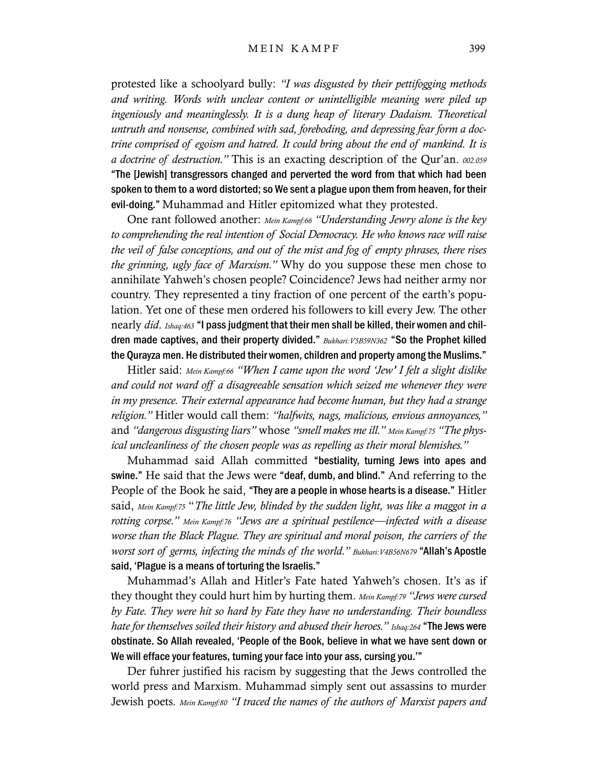protested like a schoolyard bully: *"I was disgusted by their pettifogging methods and writing. Words with unclear content or unintelligible meaning were piled up ingeniously and meaninglessly. It is a dung heap of literary Dadaism. Theoretical untruth and nonsense, combined with sad, foreboding, and depressing fear form a doctrine comprised of egoism and hatred. It could bring about the end of mankind. It is a doctrine of destruction."* This is an exacting description of the Qur'an. *002.059* **"The [Jewish] transgressors changed and perverted the word from that which had been spoken to them to a word distorted; so We sent a plague upon them from heaven, for their evil-doing."** Muhammad and Hitler epitomized what they protested.

One rant followed another: *Mein Kampf:66 "Understanding Jewry alone is the key to comprehending the real intention of Social Democracy. He who knows race will raise the veil of false conceptions, and out of the mist and fog of empty phrases, there rises the grinning, ugly face of Marxism."* Why do you suppose these men chose to annihilate Yahweh's chosen people? Coincidence? Jews had neither army nor country. They represented a tiny fraction of one percent of the earth's population. Yet one of these men ordered his followers to kill every Jew. The other nearly *did*. *Ishaq:463* **"I pass judgment that their men shall be killed, their women and children made captives, and their property divided."** *Bukhari:V5B59N362* **"So the Prophet killed the Qurayza men. He distributed their women, children and property among the Muslims."**

Hitler said: *Mein Kampf:66 "When I came upon the word 'Jew' I felt a slight dislike and could not ward off a disagreeable sensation which seized me whenever they were in my presence. Their external appearance had become human, but they had a strange religion."* Hitler would call them: *"halfwits, nags, malicious, envious annoyances,"* and *"dangerous disgusting liars"* whose *"smell makes me ill."* *Mein Kampf:75 "The physical uncleanliness of the chosen people was as repelling as their moral blemishes."*

Muhammad said Allah committed **"bestiality, turning Jews into apes and swine."** He said that the Jews were **"deaf, dumb, and blind."** And referring to the People of the Book he said, **"They are a people in whose hearts is a disease."** Hitler said, *Mein Kampf:75 "The little Jew, blinded by the sudden light, was like a maggot in a rotting corpse." Mein Kampf:76 "Jews are a spiritual pestilence—infected with a disease worse than the Black Plague. They are spiritual and moral poison, the carriers of the worst sort of germs, infecting the minds of the world."* *Bukhari:V4B56N679* **"Allah's Apostle said, 'Plague is a means of torturing the Israelis."**

Muhammad's Allah and Hitler's Fate hated Yahweh's chosen. It's as if they thought they could hurt him by hurting them. *Mein Kampf:79 "Jews were cursed by Fate. They were hit so hard by Fate they have no understanding. Their boundless hate for themselves soiled their history and abused their heroes."* *Ishaq:264* **"The Jews were obstinate. So Allah revealed, 'People of the Book, believe in what we have sent down or We will efface your features, turning your face into your ass, cursing you.'"**

Der fuhrer justified his racism by suggesting that the Jews controlled the world press and Marxism. Muhammad simply sent out assassins to murder Jewish poets. *Mein Kampf:80 "I traced the names of the authors of Marxist papers and*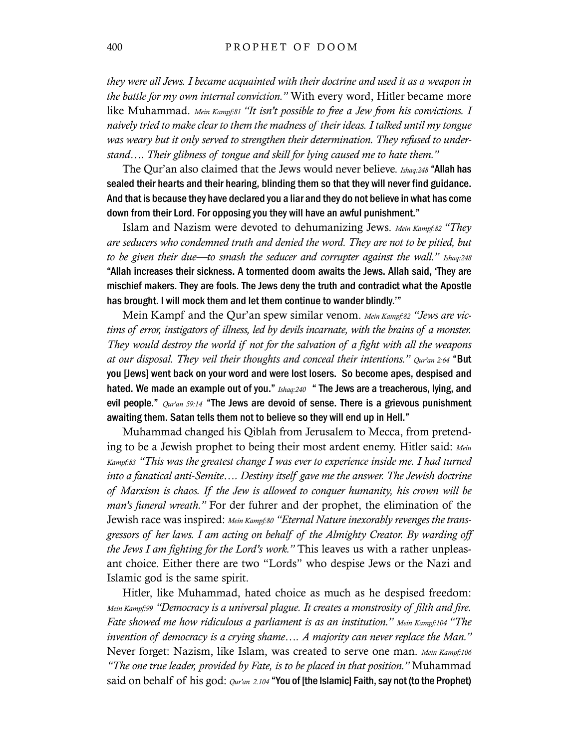*they were all Jews. I became acquainted with their doctrine and used it as a weapon in the battle for my own internal conviction."* With every word, Hitler became more like Muhammad. *Mein Kampf:81 "It isn't possible to free a Jew from his convictions. I naively tried to make clear to them the madness of their ideas. I talked until my tongue was weary but it only served to strengthen their determination. They refused to understand…. Their glibness of tongue and skill for lying caused me to hate them."*

The Qur'an also claimed that the Jews would never believe. *Ishaq:248* **"Allah has sealed their hearts and their hearing, blinding them so that they will never find guidance. And that is because they have declared you a liar and they do not believe in what has come down from their Lord. For opposing you they will have an awful punishment."**

Islam and Nazism were devoted to dehumanizing Jews. *Mein Kampf:82 "They are seducers who condemned truth and denied the word. They are not to be pitied, but to be given their due—to smash the seducer and corrupter against the wall." Ishaq:248* **"Allah increases their sickness. A tormented doom awaits the Jews. Allah said, 'They are mischief makers. They are fools. The Jews deny the truth and contradict what the Apostle has brought. I will mock them and let them continue to wander blindly.'"**

Mein Kampf and the Qur'an spew similar venom. *Mein Kampf:82 "Jews are victims of error, instigators of illness, led by devils incarnate, with the brains of a monster. They would destroy the world if not for the salvation of a fight with all the weapons at our disposal. They veil their thoughts and conceal their intentions." Qur'an 2:64* **"But you [Jews] went back on your word and were lost losers. So become apes, despised and hated. We made an example out of you."** *Ishaq:240* **" The Jews are a treacherous, lying, and evil people."** *Qur'an 59:14* **"The Jews are devoid of sense. There is a grievous punishment awaiting them. Satan tells them not to believe so they will end up in Hell."**

Muhammad changed his Qiblah from Jerusalem to Mecca, from pretending to be a Jewish prophet to being their most ardent enemy. Hitler said: *Mein Kampf:83 "This was the greatest change I was ever to experience inside me. I had turned into a fanatical anti-Semite…. Destiny itself gave me the answer. The Jewish doctrine of Marxism is chaos. If the Jew is allowed to conquer humanity, his crown will be man's funeral wreath."* For der fuhrer and der prophet, the elimination of the Jewish race was inspired: *Mein Kampf:80 "Eternal Nature inexorably revenges the transgressors of her laws. I am acting on behalf of the Almighty Creator. By warding off the Jews I am fighting for the Lord's work."* This leaves us with a rather unpleasant choice. Either there are two "Lords" who despise Jews or the Nazi and Islamic god is the same spirit.

Hitler, like Muhammad, hated choice as much as he despised freedom: *Mein Kampf:99 "Democracy is a universal plague. It creates a monstrosity of filth and fire. Fate showed me how ridiculous a parliament is as an institution." Mein Kampf:104 "The invention of democracy is a crying shame…. A majority can never replace the Man."* Never forget: Nazism, like Islam, was created to serve one man. *Mein Kampf:106 "The one true leader, provided by Fate, is to be placed in that position."* Muhammad said on behalf of his god: *Qur'an 2.104* **"You of [the Islamic] Faith, say not (to the Prophet)**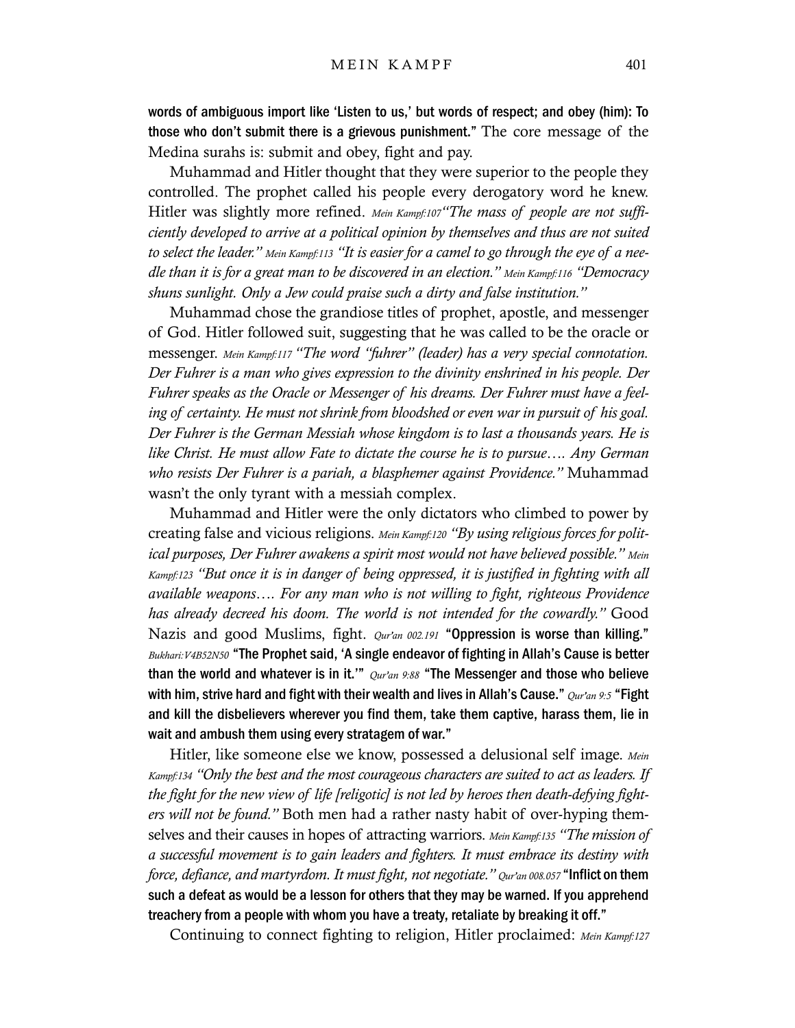**words of ambiguous import like 'Listen to us,' but words of respect; and obey (him): To those who don't submit there is a grievous punishment."** The core message of the Medina surahs is: submit and obey, fight and pay.

Muhammad and Hitler thought that they were superior to the people they controlled. The prophet called his people every derogatory word he knew. Hitler was slightly more refined. *Mein Kampf:107 "The mass of people are not sufficiently developed to arrive at a political opinion by themselves and thus are not suited to select the leader." Mein Kampf:113 "It is easier for a camel to go through the eye of a needle than it is for a great man to be discovered in an election." Mein Kampf:116 "Democracy shuns sunlight. Only a Jew could praise such a dirty and false institution."*

Muhammad chose the grandiose titles of prophet, apostle, and messenger of God. Hitler followed suit, suggesting that he was called to be the oracle or messenger. *Mein Kampf:117 "The word "fuhrer" (leader) has a very special connotation. Der Fuhrer is a man who gives expression to the divinity enshrined in his people. Der Fuhrer speaks as the Oracle or Messenger of his dreams. Der Fuhrer must have a feeling of certainty. He must not shrink from bloodshed or even war in pursuit of his goal. Der Fuhrer is the German Messiah whose kingdom is to last a thousands years. He is like Christ. He must allow Fate to dictate the course he is to pursue…. Any German who resists Der Fuhrer is a pariah, a blasphemer against Providence."* Muhammad wasn't the only tyrant with a messiah complex.

Muhammad and Hitler were the only dictators who climbed to power by creating false and vicious religions. *Mein Kampf:120 "By using religious forces for political purposes, Der Fuhrer awakens a spirit most would not have believed possible." Mein Kampf:123 "But once it is in danger of being oppressed, it is justified in fighting with all available weapons…. For any man who is not willing to fight, righteous Providence has already decreed his doom. The world is not intended for the cowardly."* Good Nazis and good Muslims, fight. *Qur'an 002.191* **"Oppression is worse than killing."** *Bukhari:V4B52N50* **"The Prophet said, 'A single endeavor of fighting in Allah's Cause is better than the world and whatever is in it.'"** *Qur'an 9:88* **"The Messenger and those who believe with him, strive hard and fight with their wealth and lives in Allah's Cause."** *Qur'an 9:5* **"Fight and kill the disbelievers wherever you find them, take them captive, harass them, lie in wait and ambush them using every stratagem of war."**

Hitler, like someone else we know, possessed a delusional self image. *Mein Kampf:134 "Only the best and the most courageous characters are suited to act as leaders. If the fight for the new view of life [religotic] is not led by heroes then death-defying fighters will not be found."* Both men had a rather nasty habit of over-hyping themselves and their causes in hopes of attracting warriors. *Mein Kampf:135 "The mission of a successful movement is to gain leaders and fighters. It must embrace its destiny with force, defiance, and martyrdom. It must fight, not negotiate." Qur'an 008.057* **"Inflict on them such a defeat as would be a lesson for others that they may be warned. If you apprehend treachery from a people with whom you have a treaty, retaliate by breaking it off."**

Continuing to connect fighting to religion, Hitler proclaimed: *Mein Kampf:127*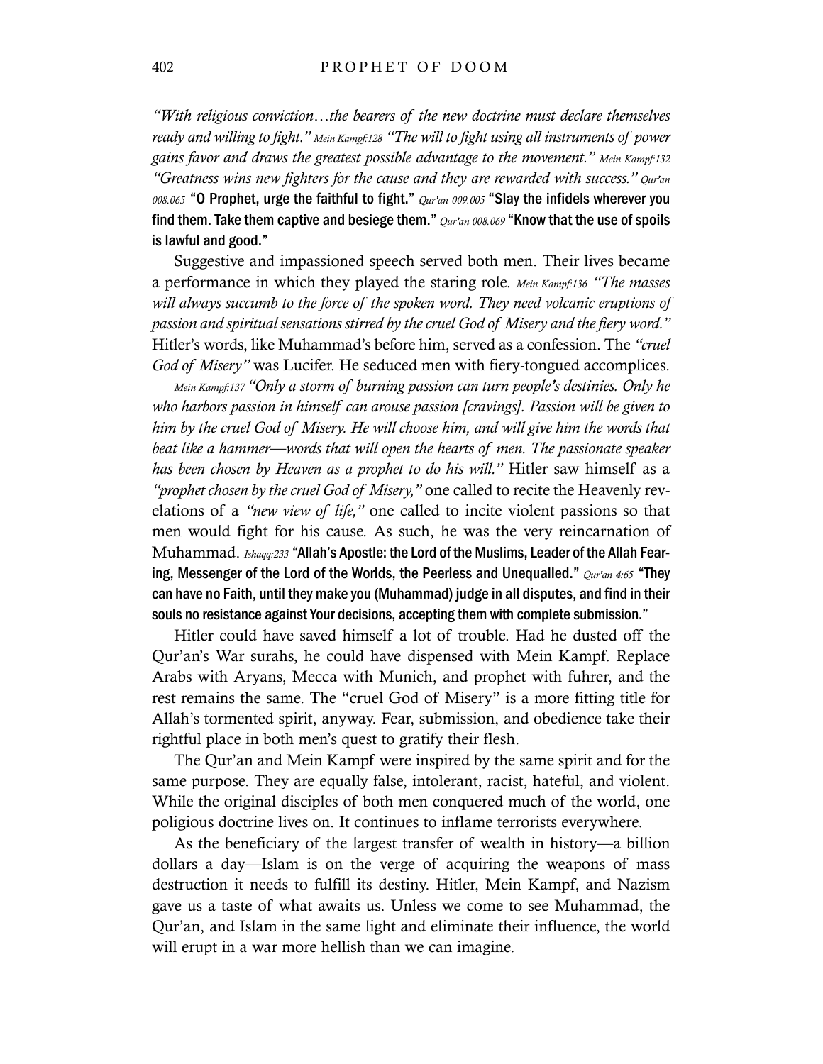*"With religious conviction…the bearers of the new doctrine must declare themselves ready and willing to fight." Mein Kampf:128 "The will to fight using all instruments of power gains favor and draws the greatest possible advantage to the movement." Mein Kampf:132 "Greatness wins new fighters for the cause and they are rewarded with success." Qur'an 008.065* **"O Prophet, urge the faithful to fight."** *Qur'an 009.005* **"Slay the infidels wherever you find them. Take them captive and besiege them."** *Qur'an 008.069* **"Know that the use of spoils is lawful and good."**

Suggestive and impassioned speech served both men. Their lives became a performance in which they played the staring role. *Mein Kampf:136 "The masses will always succumb to the force of the spoken word. They need volcanic eruptions of passion and spiritual sensations stirred by the cruel God of Misery and the fiery word."* Hitler's words, like Muhammad's before him, served as a confession. The *"cruel God of Misery"* was Lucifer. He seduced men with fiery-tongued accomplices.

*Mein Kampf:137 "Only a storm of burning passion can turn people's destinies. Only he who harbors passion in himself can arouse passion [cravings]. Passion will be given to him by the cruel God of Misery. He will choose him, and will give him the words that beat like a hammer—words that will open the hearts of men. The passionate speaker has been chosen by Heaven as a prophet to do his will."* Hitler saw himself as a *"prophet chosen by the cruel God of Misery,"* one called to recite the Heavenly revelations of a *"new view of life,"* one called to incite violent passions so that men would fight for his cause. As such, he was the very reincarnation of Muhammad. *Ishaqq:233* **"Allah's Apostle: the Lord of the Muslims, Leader of the Allah Fearing, Messenger of the Lord of the Worlds, the Peerless and Unequalled."** *Qur'an 4:65* **"They can have no Faith, until they make you (Muhammad) judge in all disputes, and find in their souls no resistance against Your decisions, accepting them with complete submission."**

Hitler could have saved himself a lot of trouble. Had he dusted off the Qur'an's War surahs, he could have dispensed with Mein Kampf. Replace Arabs with Aryans, Mecca with Munich, and prophet with fuhrer, and the rest remains the same. The "cruel God of Misery" is a more fitting title for Allah's tormented spirit, anyway. Fear, submission, and obedience take their rightful place in both men's quest to gratify their flesh.

The Qur'an and Mein Kampf were inspired by the same spirit and for the same purpose. They are equally false, intolerant, racist, hateful, and violent. While the original disciples of both men conquered much of the world, one poligious doctrine lives on. It continues to inflame terrorists everywhere.

As the beneficiary of the largest transfer of wealth in history—a billion dollars a day—Islam is on the verge of acquiring the weapons of mass destruction it needs to fulfill its destiny. Hitler, Mein Kampf, and Nazism gave us a taste of what awaits us. Unless we come to see Muhammad, the Qur'an, and Islam in the same light and eliminate their influence, the world will erupt in a war more hellish than we can imagine.